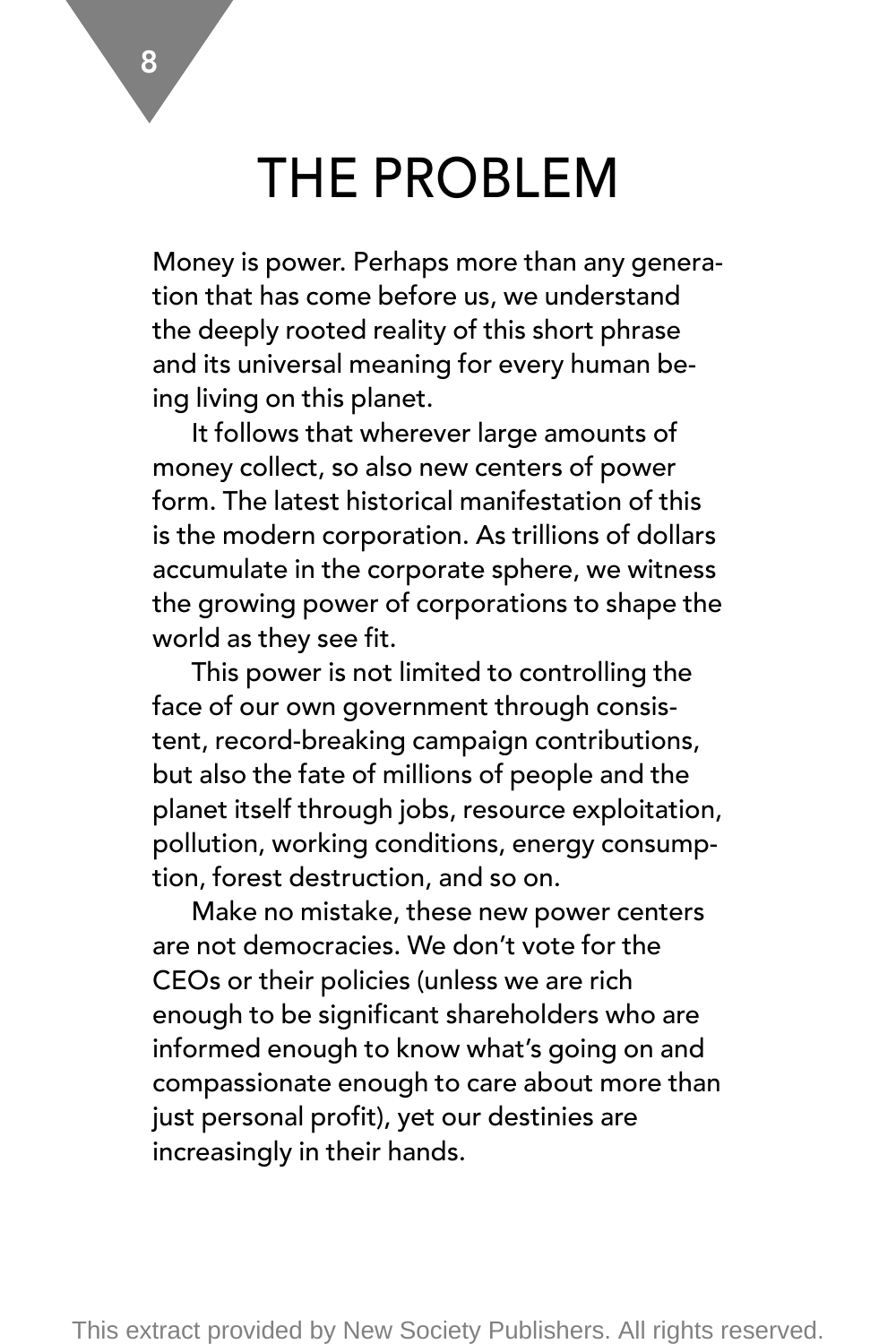# THE PROBLEM

Money is power. Perhaps more than any generation that has come before us, we understand the deeply rooted reality of this short phrase and its universal meaning for every human being living on this planet.

It follows that wherever large amounts of money collect, so also new centers of power form. The latest historical manifestation of this is the modern corporation. As trillions of dollars accumulate in the corporate sphere, we witness the growing power of corporations to shape the world as they see fit.

This power is not limited to controlling the face of our own government through consistent, record-breaking campaign contributions, but also the fate of millions of people and the planet itself through jobs, resource exploitation, pollution, working conditions, energy consumption, forest destruction, and so on.

Make no mistake, these new power centers are not democracies. We don't vote for the CEOs or their policies (unless we are rich enough to be significant shareholders who are informed enough to know what's going on and compassionate enough to care about more than just personal profit), yet our destinies are increasingly in their hands.

This extract provided by New Society Publishers. All rights reserved.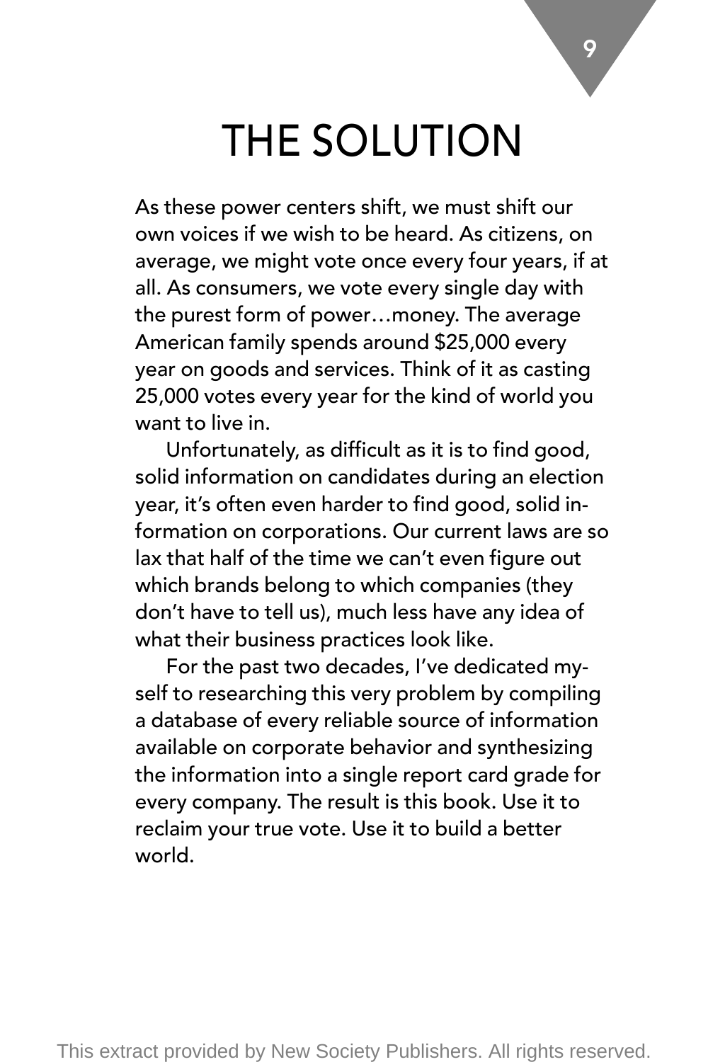# THE SOLUTION

As these power centers shift, we must shift our own voices if we wish to be heard. As citizens, on average, we might vote once every four years, if at all. As consumers, we vote every single day with the purest form of power…money. The average American family spends around $25,000 every year on goods and services. Think of it as casting 25,000 votes every year for the kind of world you want to live in.

Unfortunately, as difficult as it is to find good, solid information on candidates during an election year, it's often even harder to find good, solid information on corporations. Our current laws are so lax that half of the time we can't even figure out which brands belong to which companies (they don't have to tell us), much less have any idea of what their business practices look like.

For the past two decades, I've dedicated myself to researching this very problem by compiling a database of every reliable source of information available on corporate behavior and synthesizing the information into a single report card grade for every company. The result is this book. Use it to reclaim your true vote. Use it to build a better world.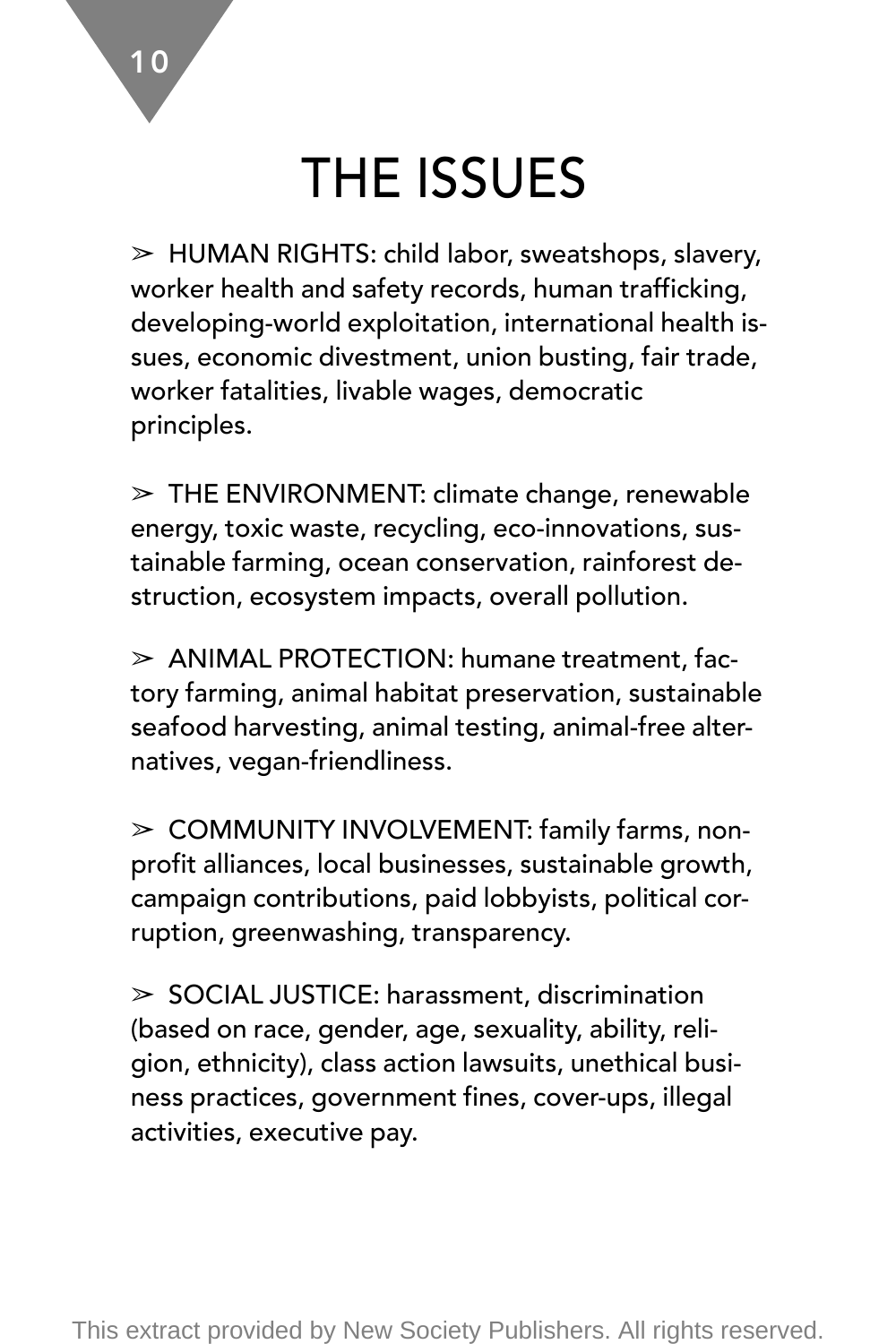# THE ISSUES

➢ HUMAN RIGHTS: child labor, sweatshops, slavery, worker health and safety records, human trafficking, developing-world exploitation, international health issues, economic divestment, union busting, fair trade, worker fatalities, livable wages, democratic principles.

➢ THE ENVIRONMENT: climate change, renewable energy, toxic waste, recycling, eco-innovations, sustainable farming, ocean conservation, rainforest destruction, ecosystem impacts, overall pollution.

➢ ANIMAL PROTECTION: humane treatment, factory farming, animal habitat preservation, sustainable seafood harvesting, animal testing, animal-free alternatives, vegan-friendliness.

➢ COMMUNITY INVOLVEMENT: family farms, nonprofit alliances, local businesses, sustainable growth, campaign contributions, paid lobbyists, political corruption, greenwashing, transparency.

➢ SOCIAL JUSTICE: harassment, discrimination (based on race, gender, age, sexuality, ability, religion, ethnicity), class action lawsuits, unethical business practices, government fines, cover-ups, illegal activities, executive pay.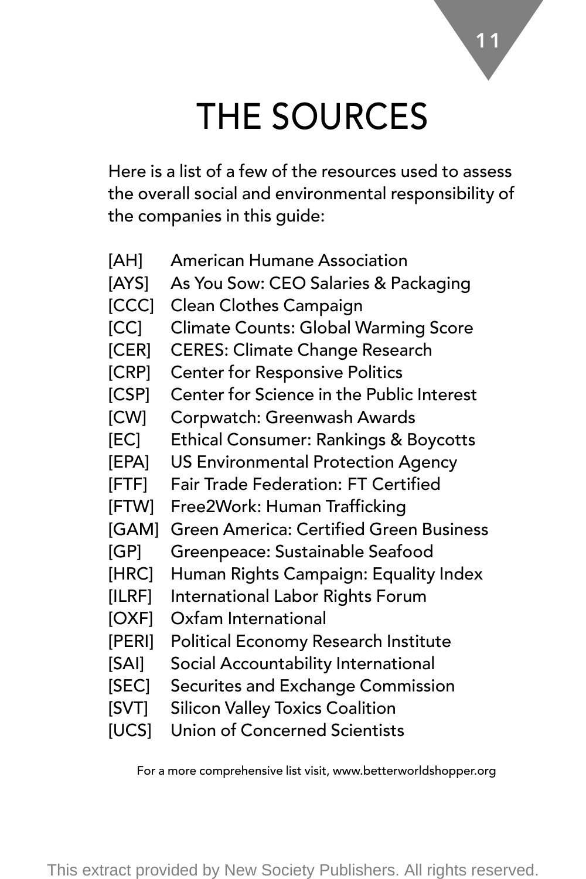# THE SOURCES

Here is a list of a few of the resources used to assess the overall social and environmental responsibility of the companies in this guide:

[AH] American Humane Association
[AYS] As You Sow: CEO Salaries & Packaging
[CCC] Clean Clothes Campaign
[CC] Climate Counts: Global Warming Score
[CER] CERES: Climate Change Research
[CRP] Center for Responsive Politics
[CSP] Center for Science in the Public Interest
[CW] Corpwatch: Greenwash Awards
[EC] Ethical Consumer: Rankings & Boycotts
[EPA] US Environmental Protection Agency
[FTF] Fair Trade Federation: FT Certified
[FTW] Free2Work: Human Trafficking
[GAM] Green America: Certified Green Business
[GP] Greenpeace: Sustainable Seafood
[HRC] Human Rights Campaign: Equality Index
[ILRF] International Labor Rights Forum
[OXF] Oxfam International
[PERI] Political Economy Research Institute
[SAI] Social Accountability International
[SEC] Securites and Exchange Commission
[SVT] Silicon Valley Toxics Coalition
[UCS] Union of Concerned Scientists

For a more comprehensive list visit, www.betterworldshopper.org

This extract provided by New Society Publishers. All rights reserved.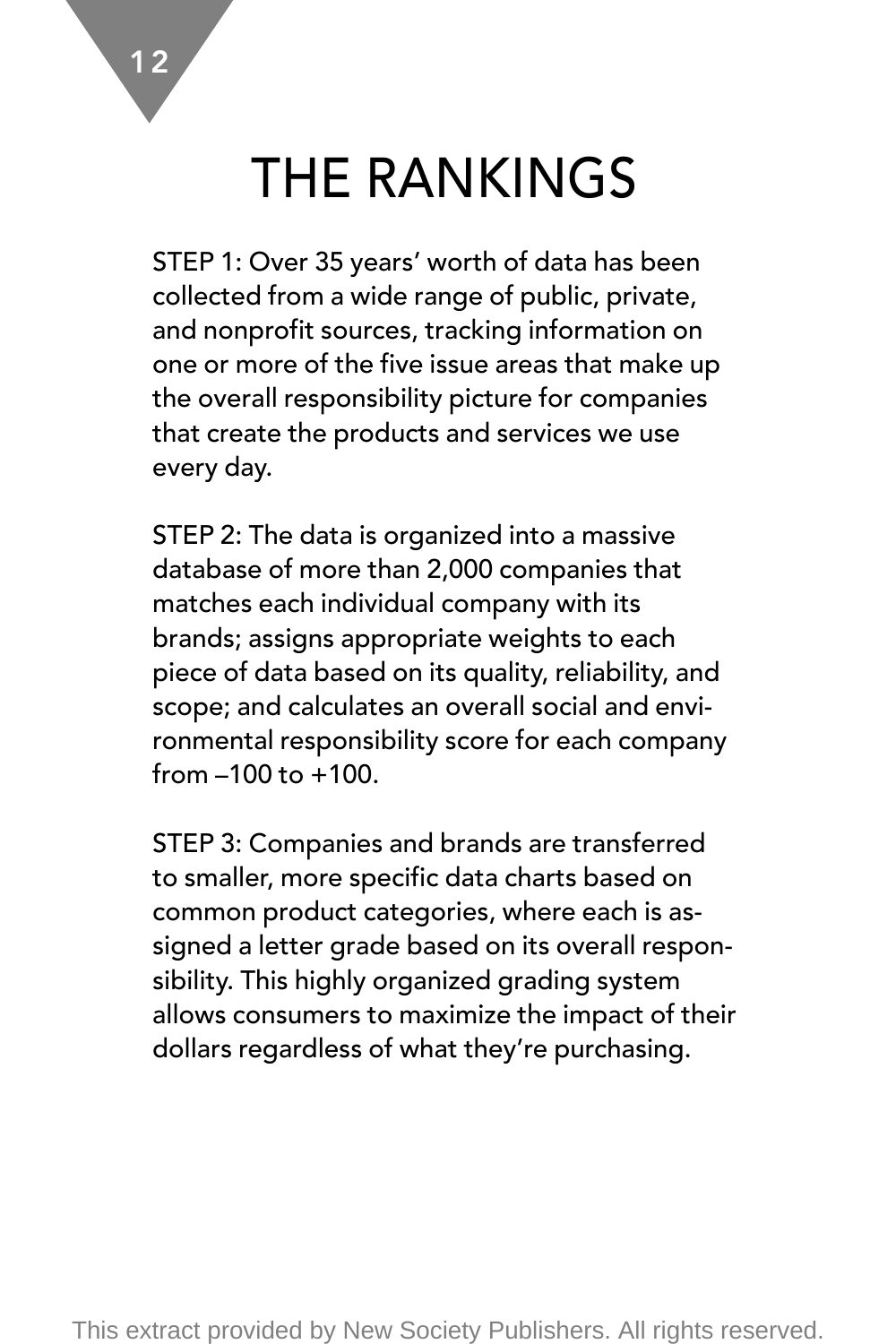# THE RANKINGS

STEP 1: Over 35 years' worth of data has been collected from a wide range of public, private, and nonprofit sources, tracking information on one or more of the five issue areas that make up the overall responsibility picture for companies that create the products and services we use every day.

STEP 2: The data is organized into a massive database of more than 2,000 companies that matches each individual company with its brands; assigns appropriate weights to each piece of data based on its quality, reliability, and scope; and calculates an overall social and environmental responsibility score for each company from –100 to +100.

STEP 3: Companies and brands are transferred to smaller, more specific data charts based on common product categories, where each is assigned a letter grade based on its overall responsibility. This highly organized grading system allows consumers to maximize the impact of their dollars regardless of what they're purchasing.

This extract provided by New Society Publishers. All rights reserved.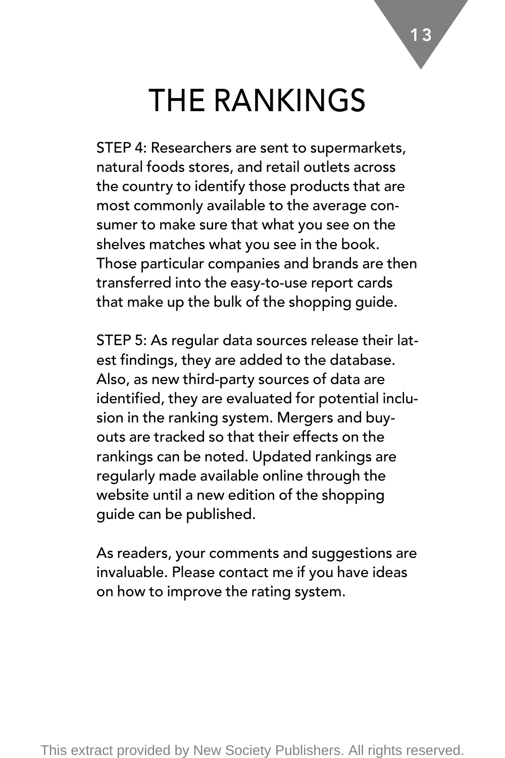# THE RANKINGS

STEP 4: Researchers are sent to supermarkets, natural foods stores, and retail outlets across the country to identify those products that are most commonly available to the average consumer to make sure that what you see on the shelves matches what you see in the book. Those particular companies and brands are then transferred into the easy-to-use report cards that make up the bulk of the shopping guide.

STEP 5: As regular data sources release their latest findings, they are added to the database. Also, as new third-party sources of data are identified, they are evaluated for potential inclusion in the ranking system. Mergers and buyouts are tracked so that their effects on the rankings can be noted. Updated rankings are regularly made available online through the website until a new edition of the shopping guide can be published.

As readers, your comments and suggestions are invaluable. Please contact me if you have ideas on how to improve the rating system.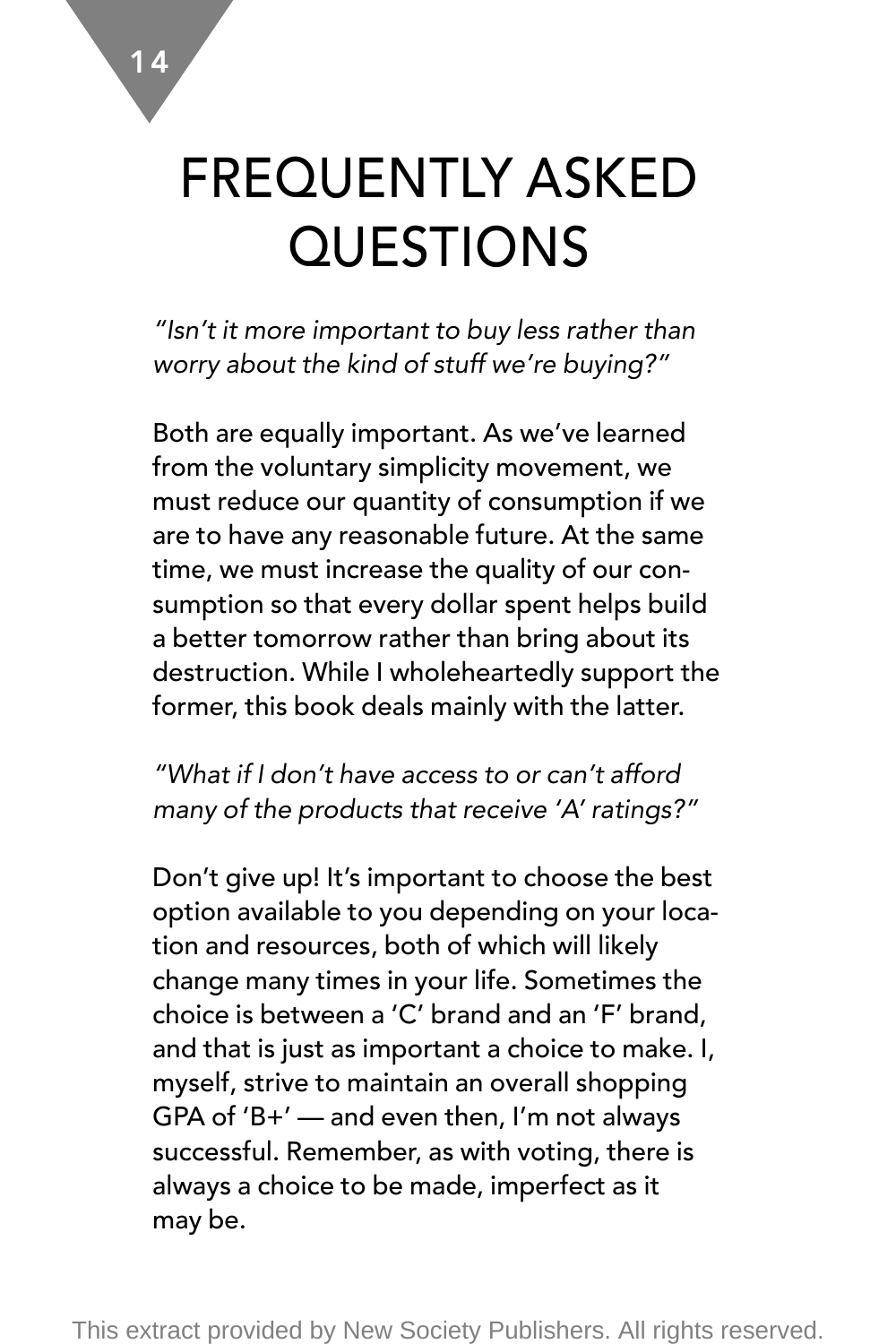# FREQUENTLY ASKED QUESTIONS

*"Isn't it more important to buy less rather than worry about the kind of stuff we're buying?"*

Both are equally important. As we've learned from the voluntary simplicity movement, we must reduce our quantity of consumption if we are to have any reasonable future. At the same time, we must increase the quality of our consumption so that every dollar spent helps build a better tomorrow rather than bring about its destruction. While I wholeheartedly support the former, this book deals mainly with the latter.

*"What if I don't have access to or can't afford many of the products that receive 'A' ratings?"*

Don't give up! It's important to choose the best option available to you depending on your location and resources, both of which will likely change many times in your life. Sometimes the choice is between a 'C' brand and an 'F' brand, and that is just as important a choice to make. I, myself, strive to maintain an overall shopping GPA of 'B+' — and even then, I'm not always successful. Remember, as with voting, there is always a choice to be made, imperfect as it may be.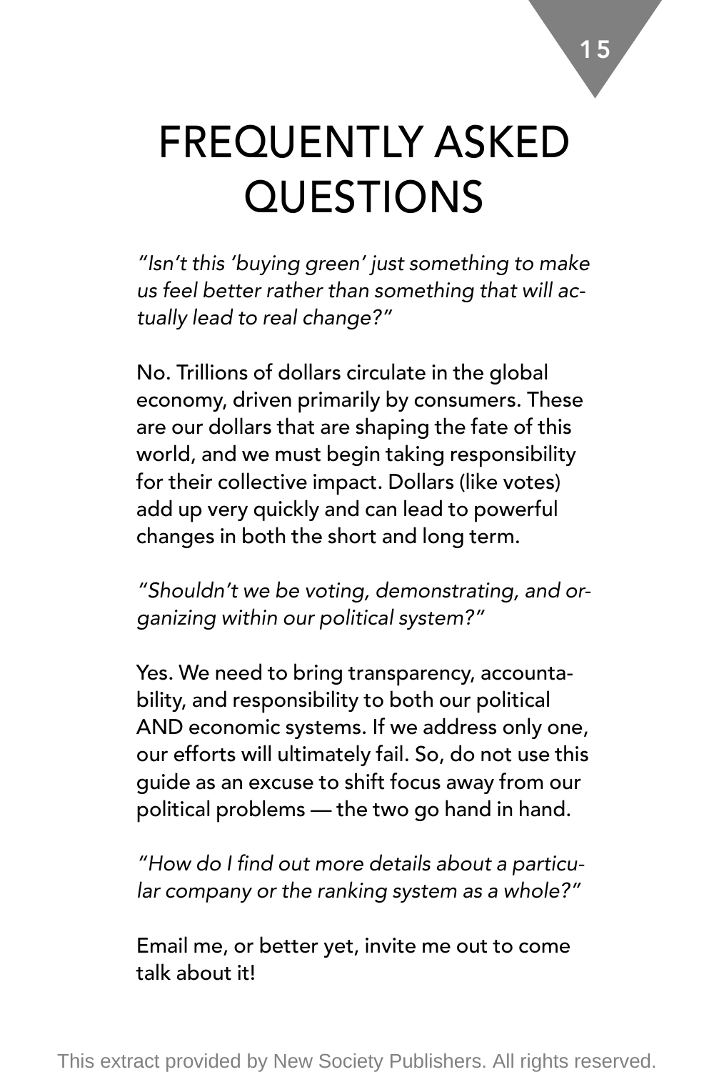# FREQUENTLY ASKED QUESTIONS

*"Isn't this 'buying green' just something to make us feel better rather than something that will actually lead to real change?"*

No. Trillions of dollars circulate in the global economy, driven primarily by consumers. These are our dollars that are shaping the fate of this world, and we must begin taking responsibility for their collective impact. Dollars (like votes) add up very quickly and can lead to powerful changes in both the short and long term.

*"Shouldn't we be voting, demonstrating, and organizing within our political system?"*

Yes. We need to bring transparency, accountability, and responsibility to both our political AND economic systems. If we address only one, our efforts will ultimately fail. So, do not use this guide as an excuse to shift focus away from our political problems — the two go hand in hand.

*"How do I find out more details about a particular company or the ranking system as a whole?"*

Email me, or better yet, invite me out to come talk about it!

This extract provided by New Society Publishers. All rights reserved.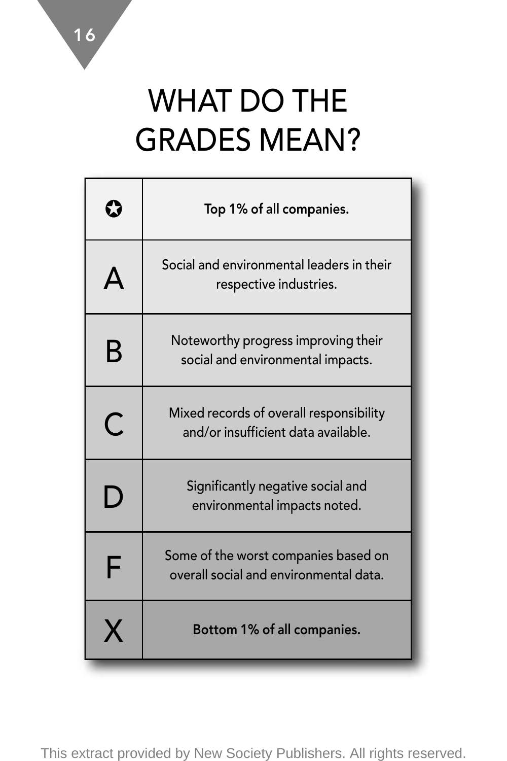# WHAT DO THE GRADES MEAN?

| Grade | Meaning |
|---|---|
| ✪ | **Top 1% of all companies.** |
| A | Social and environmental leaders in their respective industries. |
| B | Noteworthy progress improving their social and environmental impacts. |
| C | Mixed records of overall responsibility and/or insufficient data available. |
| D | Significantly negative social and environmental impacts noted. |
| F | Some of the worst companies based on overall social and environmental data. |
| X | **Bottom 1% of all companies.** |

This extract provided by New Society Publishers. All rights reserved.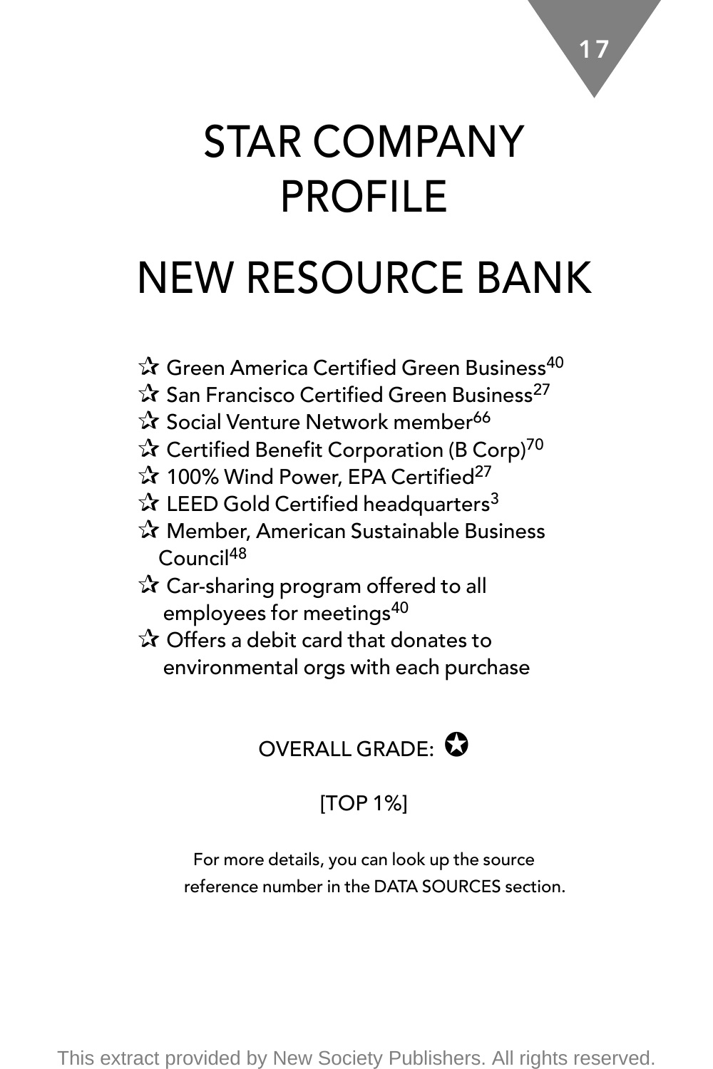# STAR COMPANY PROFILE

## NEW RESOURCE BANK

- ☆ Green America Certified Green Business[40]
- ☆ San Francisco Certified Green Business[27]
- ☆ Social Venture Network member[66]
- ☆ Certified Benefit Corporation (B Corp)[70]
- ☆ 100% Wind Power, EPA Certified[27]
- ☆ LEED Gold Certified headquarters[3]
- ☆ Member, American Sustainable Business Council[48]
- ☆ Car-sharing program offered to all employees for meetings[40]
- ☆ Offers a debit card that donates to environmental orgs with each purchase

OVERALL GRADE: ✪

[TOP 1%]

For more details, you can look up the source reference number in the DATA SOURCES section.

This extract provided by New Society Publishers. All rights reserved.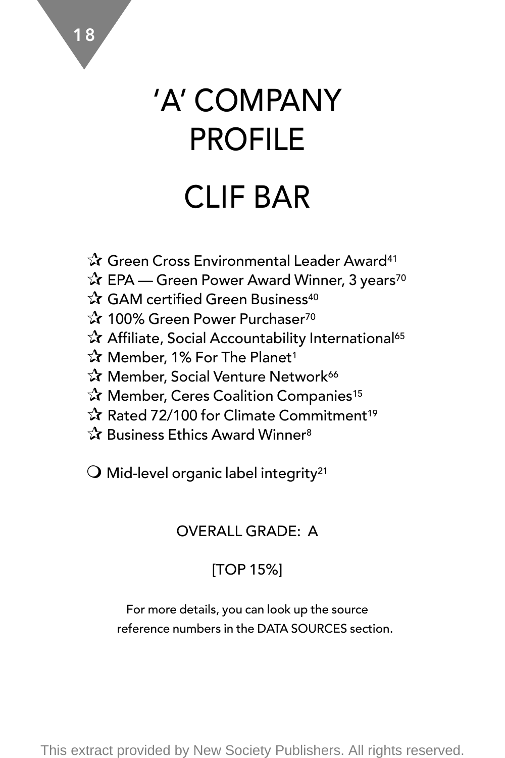# 'A' COMPANY PROFILE

# CLIF BAR

- ☆ Green Cross Environmental Leader Award[41]
- ☆ EPA — Green Power Award Winner, 3 years[70]
- ☆ GAM certified Green Business[40]
- ☆ 100% Green Power Purchaser[70]
- ☆ Affiliate, Social Accountability International[65]
- ☆ Member, 1% For The Planet[1]
- ☆ Member, Social Venture Network[66]
- ☆ Member, Ceres Coalition Companies[15]
- ☆ Rated 72/100 for Climate Commitment[19]
- ☆ Business Ethics Award Winner[8]

❍ Mid-level organic label integrity[21]

OVERALL GRADE: A

[TOP 15%]

For more details, you can look up the source reference numbers in the DATA SOURCES section.

This extract provided by New Society Publishers. All rights reserved.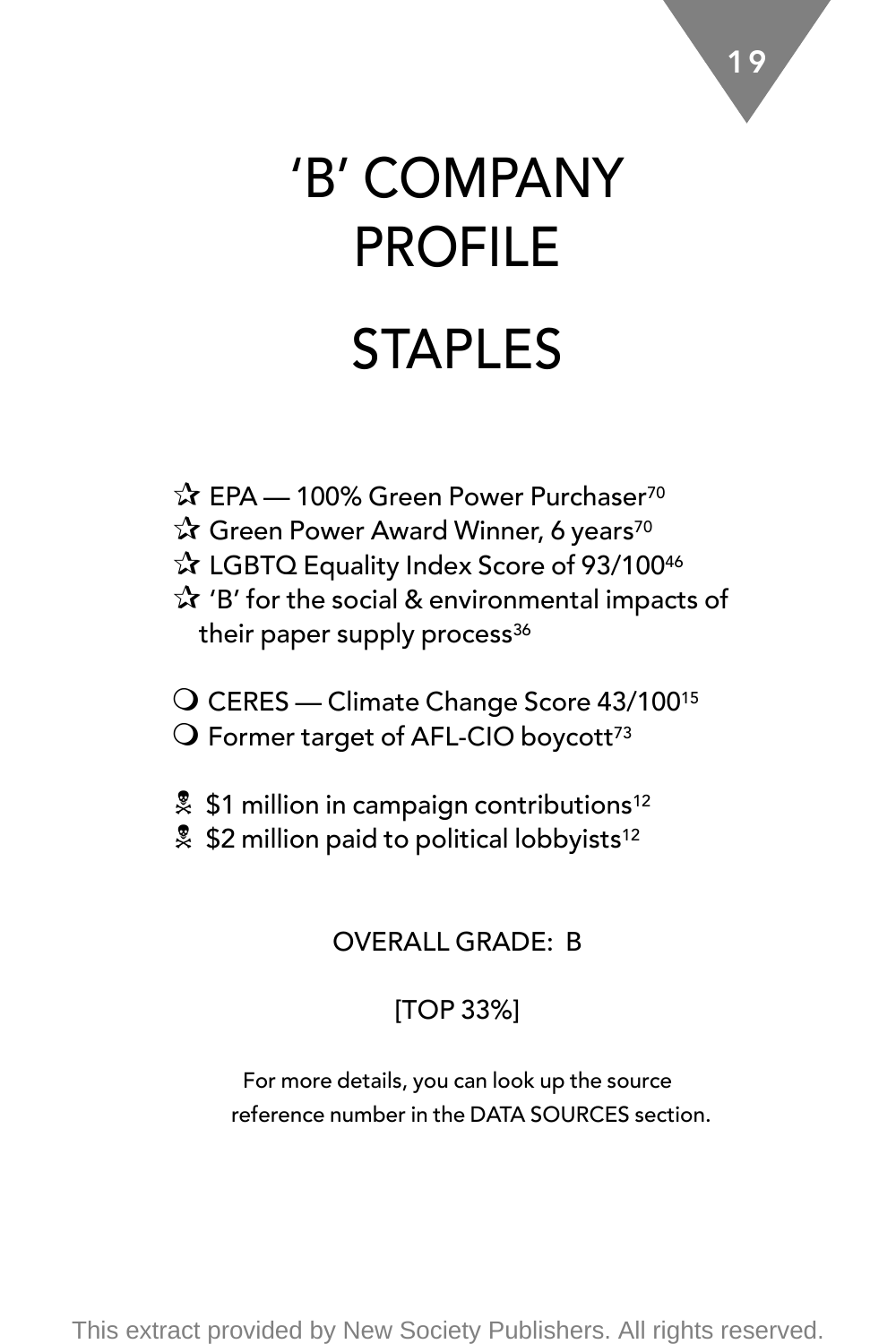# 'B' COMPANY PROFILE

# STAPLES

- ☆ EPA — 100% Green Power Purchaser[70]
- ☆ Green Power Award Winner, 6 years[70]
- ☆ LGBTQ Equality Index Score of 93/100[46]
- ☆ 'B' for the social & environmental impacts of their paper supply process[36]

- ❍ CERES — Climate Change Score 43/100[15]
- ❍ Former target of AFL-CIO boycott[73]

- ☠ $1 million in campaign contributions[12]
- ☠ $2 million paid to political lobbyists[12]

OVERALL GRADE: B

[TOP 33%]

For more details, you can look up the source reference number in the DATA SOURCES section.

This extract provided by New Society Publishers. All rights reserved.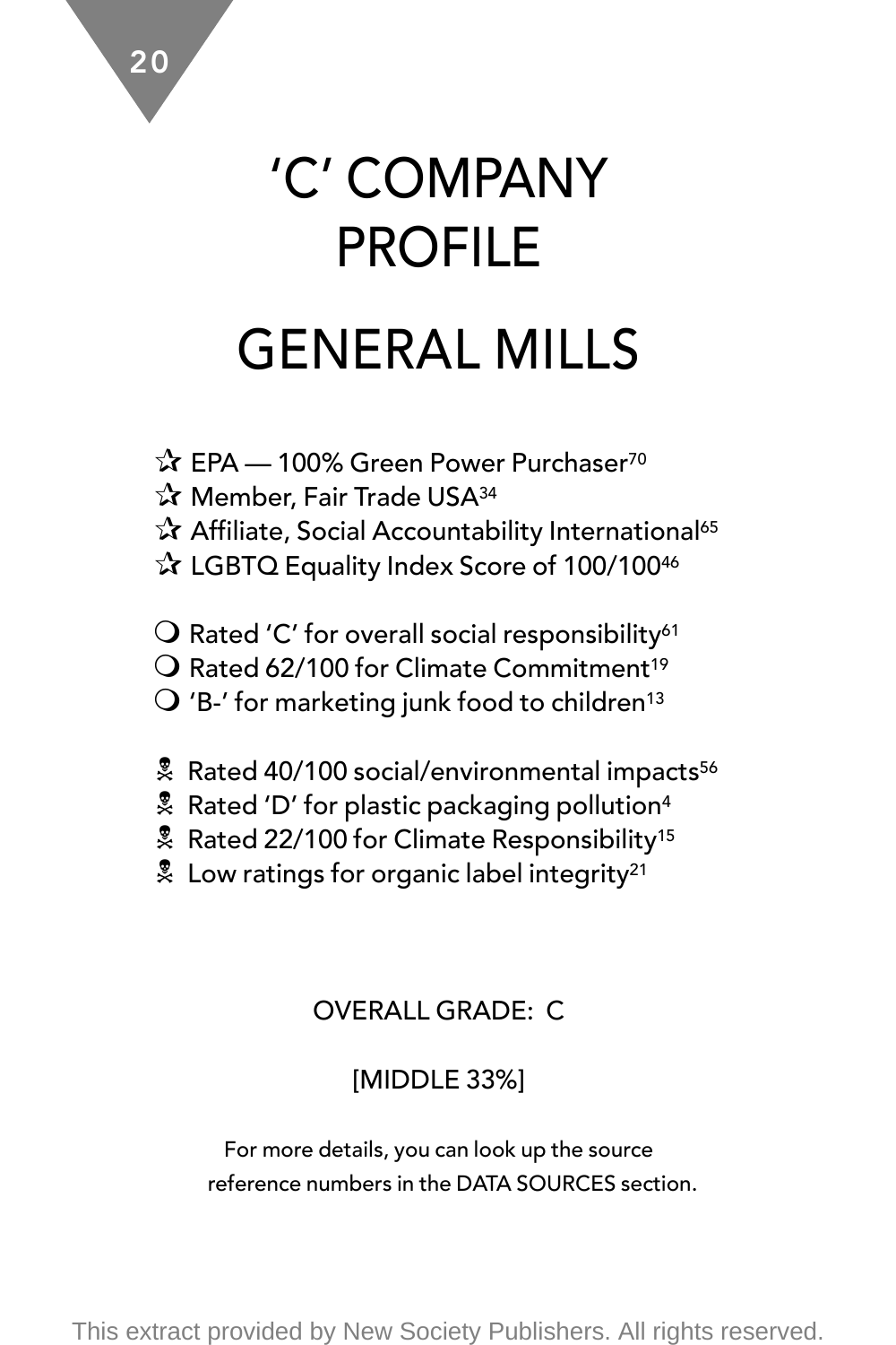# 'C' COMPANY PROFILE

# GENERAL MILLS

- ✰ EPA — 100% Green Power Purchaser[70]
- ✰ Member, Fair Trade USA[34]
- ✰ Affiliate, Social Accountability International[65]
- ✰ LGBTQ Equality Index Score of 100/100[46]

- ❍ Rated 'C' for overall social responsibility[61]
- ❍ Rated 62/100 for Climate Commitment[19]
- ❍ 'B-' for marketing junk food to children[13]

- ☠ Rated 40/100 social/environmental impacts[56]
- ☠ Rated 'D' for plastic packaging pollution[4]
- ☠ Rated 22/100 for Climate Responsibility[15]
- ☠ Low ratings for organic label integrity[21]

OVERALL GRADE: C

[MIDDLE 33%]

For more details, you can look up the source reference numbers in the DATA SOURCES section.

This extract provided by New Society Publishers. All rights reserved.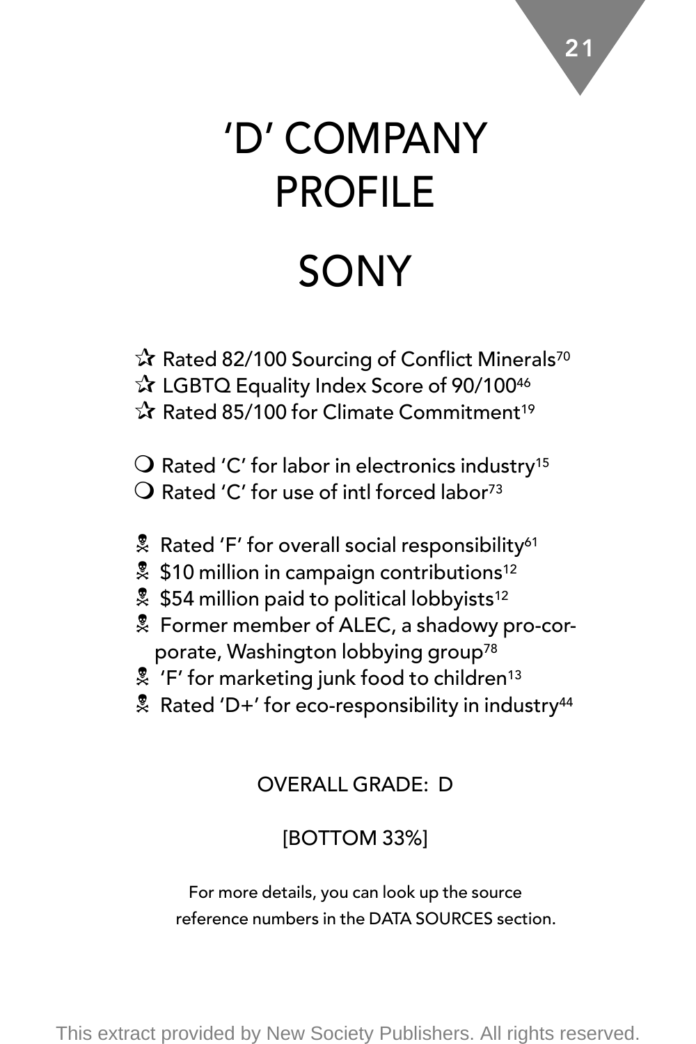# 'D' COMPANY PROFILE

# SONY

☆ Rated 82/100 Sourcing of Conflict Minerals[70]
☆ LGBTQ Equality Index Score of 90/100[46]
☆ Rated 85/100 for Climate Commitment[19]

❍ Rated 'C' for labor in electronics industry[15]
❍ Rated 'C' for use of intl forced labor[73]

☠ Rated 'F' for overall social responsibility[61]
☠ $10 million in campaign contributions[12]
☠ $54 million paid to political lobbyists[12]
☠ Former member of ALEC, a shadowy pro-corporate, Washington lobbying group[78]
☠ 'F' for marketing junk food to children[13]
☠ Rated 'D+' for eco-responsibility in industry[44]

OVERALL GRADE: D

[BOTTOM 33%]

For more details, you can look up the source reference numbers in the DATA SOURCES section.

This extract provided by New Society Publishers. All rights reserved.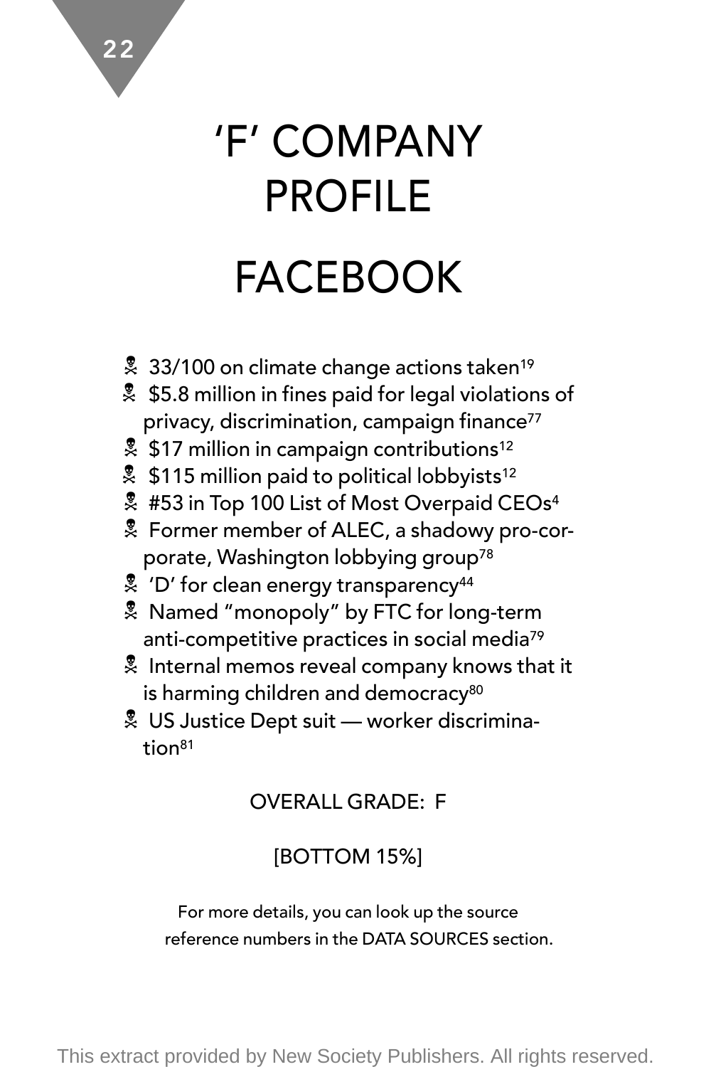# 'F' COMPANY PROFILE

# FACEBOOK

- ☠ 33/100 on climate change actions taken[19]
- ☠ $5.8 million in fines paid for legal violations of privacy, discrimination, campaign finance[77]
- ☠ $17 million in campaign contributions[12]
- ☠ $115 million paid to political lobbyists[12]
- ☠ #53 in Top 100 List of Most Overpaid CEOs[4]
- ☠ Former member of ALEC, a shadowy pro-corporate, Washington lobbying group[78]
- ☠ 'D' for clean energy transparency[44]
- ☠ Named "monopoly" by FTC for long-term anti-competitive practices in social media[79]
- ☠ Internal memos reveal company knows that it is harming children and democracy[80]
- ☠ US Justice Dept suit — worker discrimination[81]

OVERALL GRADE: F

[BOTTOM 15%]

For more details, you can look up the source reference numbers in the DATA SOURCES section.

This extract provided by New Society Publishers. All rights reserved.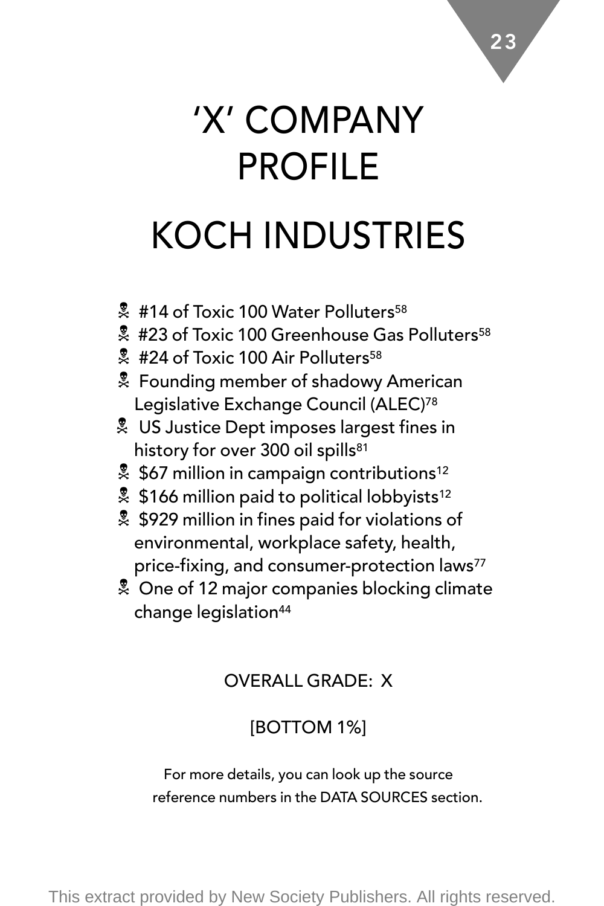# 'X' COMPANY PROFILE

# KOCH INDUSTRIES

- ☠ #14 of Toxic 100 Water Polluters[58]
- ☠ #23 of Toxic 100 Greenhouse Gas Polluters[58]
- ☠ #24 of Toxic 100 Air Polluters[58]
- ☠ Founding member of shadowy American Legislative Exchange Council (ALEC)[78]
- ☠ US Justice Dept imposes largest fines in history for over 300 oil spills[81]
- ☠ $67 million in campaign contributions[12]
- ☠ $166 million paid to political lobbyists[12]
- ☠ $929 million in fines paid for violations of environmental, workplace safety, health, price-fixing, and consumer-protection laws[77]
- ☠ One of 12 major companies blocking climate change legislation[44]

OVERALL GRADE: X

[BOTTOM 1%]

For more details, you can look up the source reference numbers in the DATA SOURCES section.

This extract provided by New Society Publishers. All rights reserved.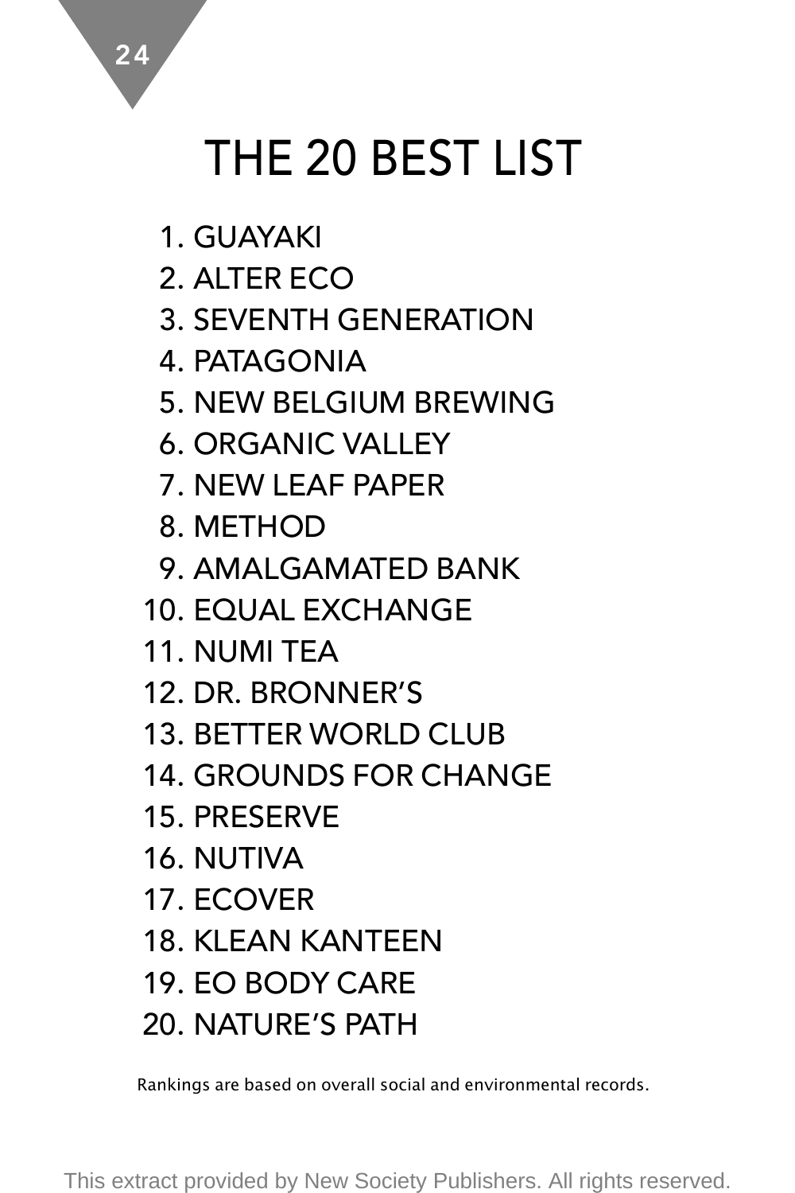# THE 20 BEST LIST

1. GUAYAKI
2. ALTER ECO
3. SEVENTH GENERATION
4. PATAGONIA
5. NEW BELGIUM BREWING
6. ORGANIC VALLEY
7. NEW LEAF PAPER
8. METHOD
9. AMALGAMATED BANK
10. EQUAL EXCHANGE
11. NUMI TEA
12. DR. BRONNER'S
13. BETTER WORLD CLUB
14. GROUNDS FOR CHANGE
15. PRESERVE
16. NUTIVA
17. ECOVER
18. KLEAN KANTEEN
19. EO BODY CARE
20. NATURE'S PATH

Rankings are based on overall social and environmental records.

This extract provided by New Society Publishers. All rights reserved.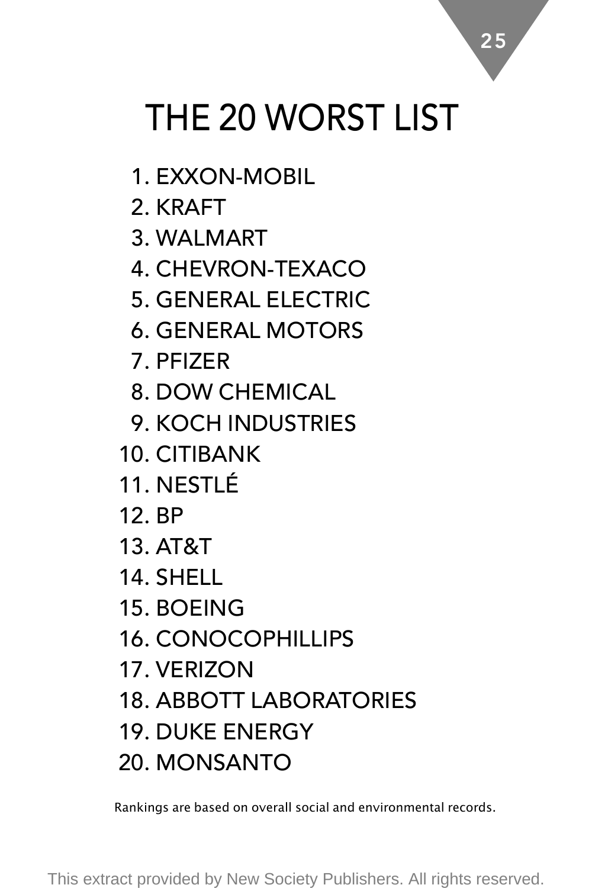# THE 20 WORST LIST

1. EXXON-MOBIL
2. KRAFT
3. WALMART
4. CHEVRON-TEXACO
5. GENERAL ELECTRIC
6. GENERAL MOTORS
7. PFIZER
8. DOW CHEMICAL
9. KOCH INDUSTRIES
10. CITIBANK
11. NESTLÉ
12. BP
13. AT&T
14. SHELL
15. BOEING
16. CONOCOPHILLIPS
17. VERIZON
18. ABBOTT LABORATORIES
19. DUKE ENERGY
20. MONSANTO

Rankings are based on overall social and environmental records.

This extract provided by New Society Publishers. All rights reserved.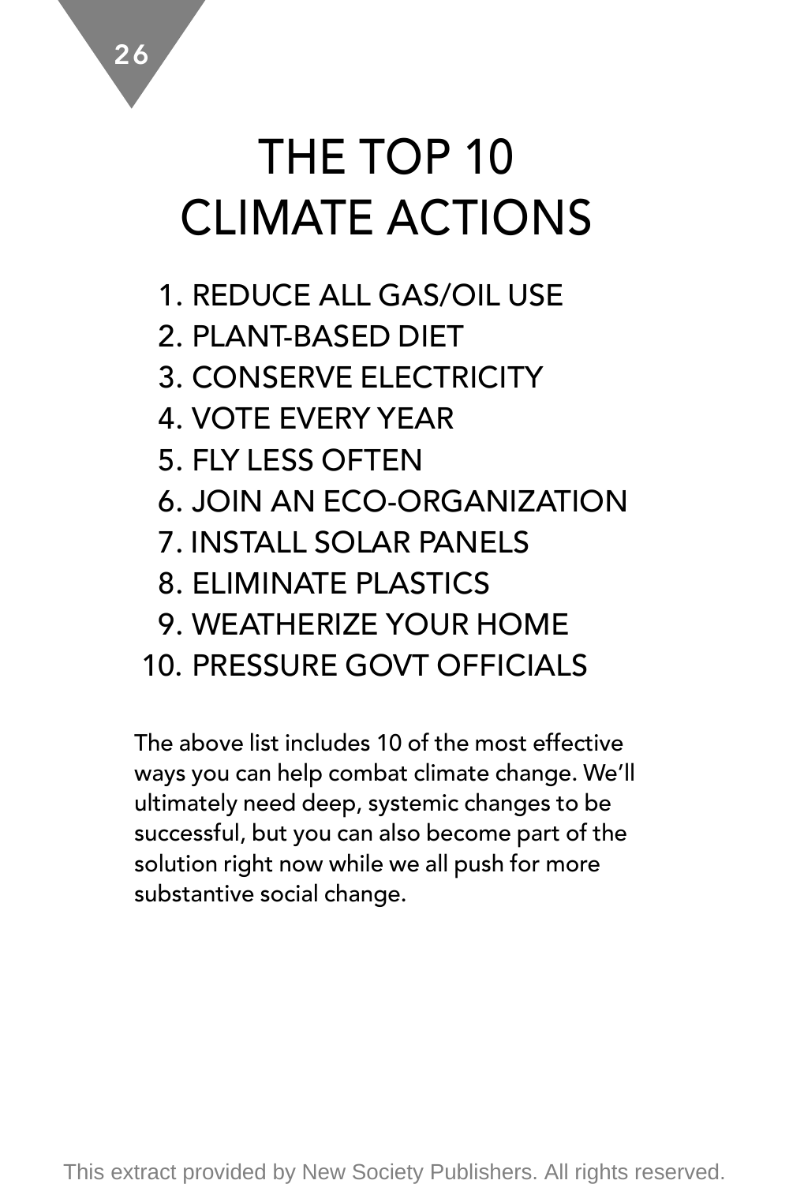# THE TOP 10 CLIMATE ACTIONS

1. REDUCE ALL GAS/OIL USE
2. PLANT-BASED DIET
3. CONSERVE ELECTRICITY
4. VOTE EVERY YEAR
5. FLY LESS OFTEN
6. JOIN AN ECO-ORGANIZATION
7. INSTALL SOLAR PANELS
8. ELIMINATE PLASTICS
9. WEATHERIZE YOUR HOME
10. PRESSURE GOVT OFFICIALS

The above list includes 10 of the most effective ways you can help combat climate change. We'll ultimately need deep, systemic changes to be successful, but you can also become part of the solution right now while we all push for more substantive social change.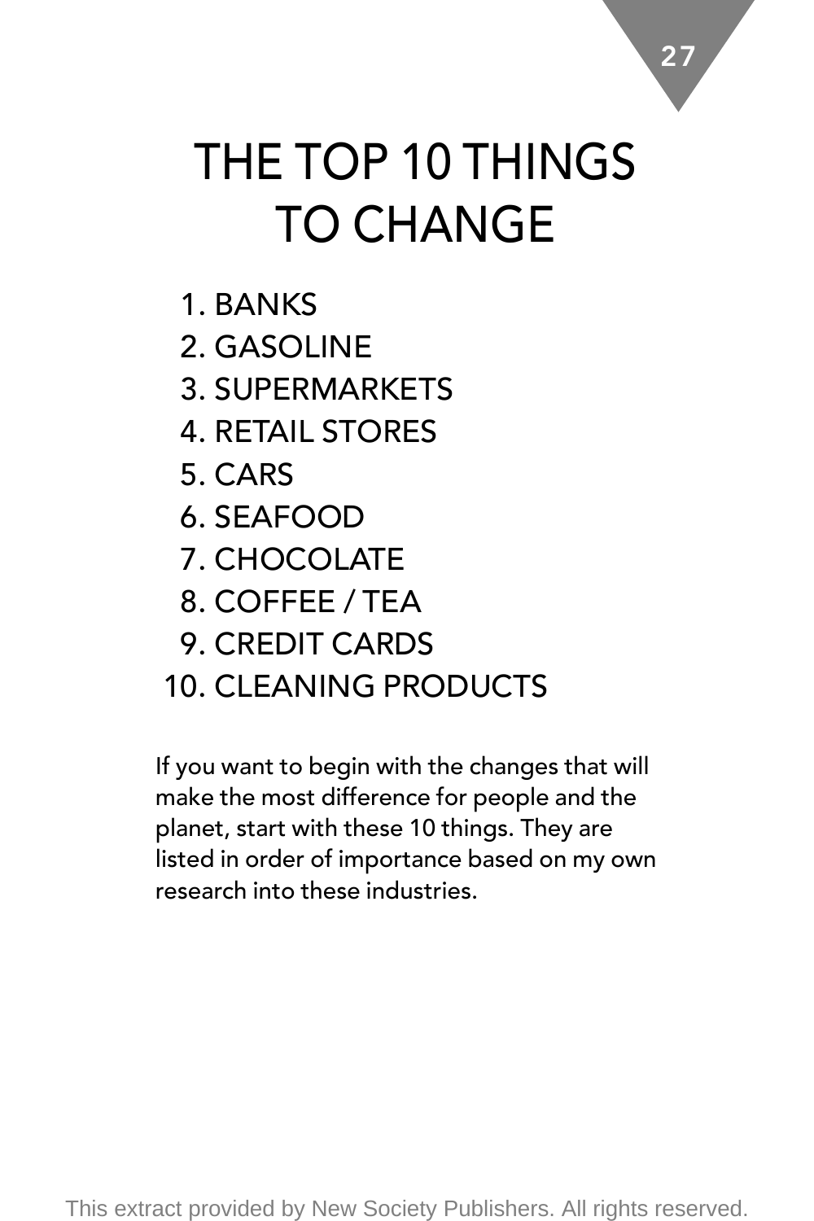# THE TOP 10 THINGS TO CHANGE

1. BANKS
2. GASOLINE
3. SUPERMARKETS
4. RETAIL STORES
5. CARS
6. SEAFOOD
7. CHOCOLATE
8. COFFEE / TEA
9. CREDIT CARDS
10. CLEANING PRODUCTS

If you want to begin with the changes that will make the most difference for people and the planet, start with these 10 things. They are listed in order of importance based on my own research into these industries.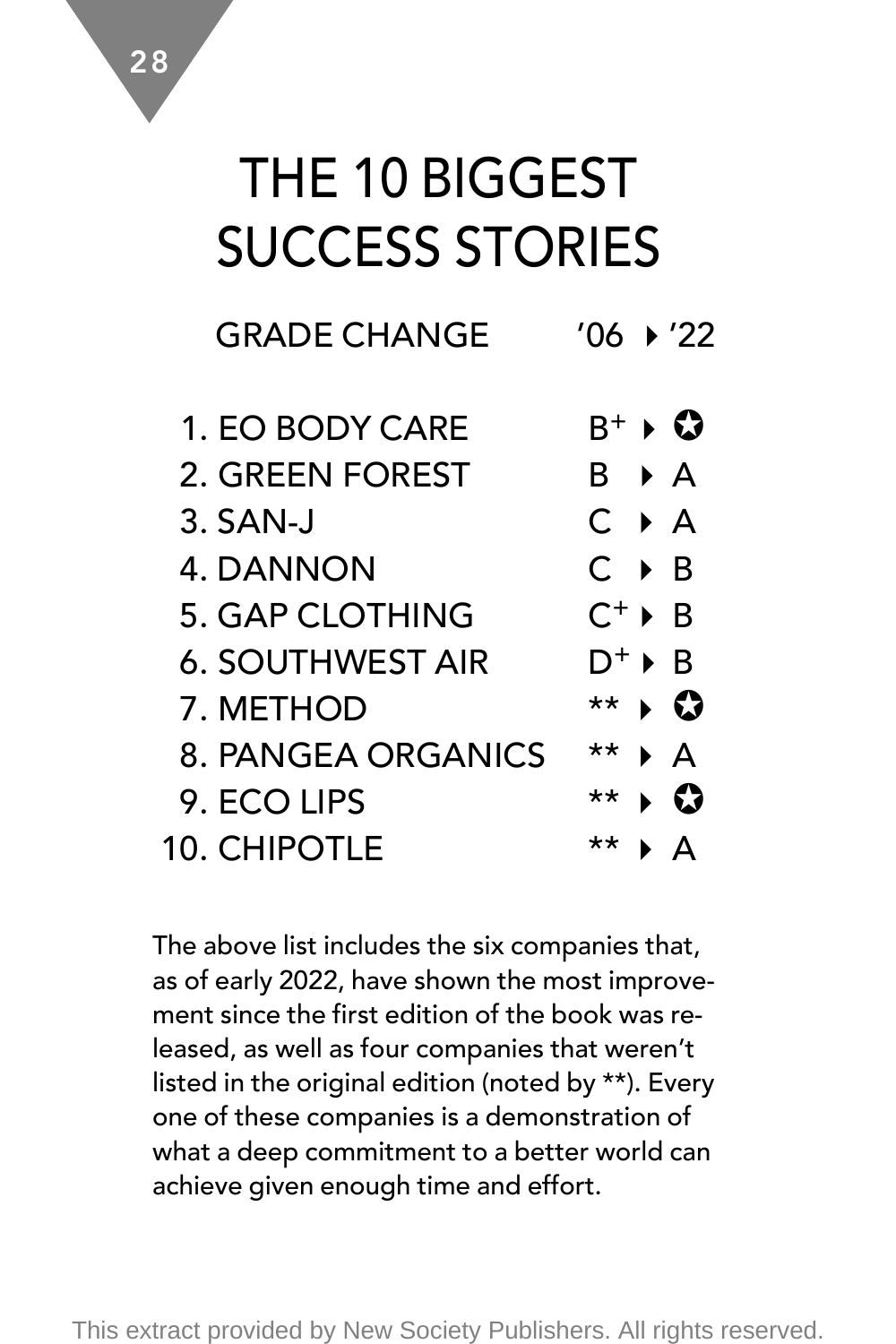# THE 10 BIGGEST SUCCESS STORIES

| GRADE CHANGE | '06 | ▸ | '22 |
|---|---|---|---|
| 1. EO BODY CARE | B+ | ▸ | ✪ |
| 2. GREEN FOREST | B | ▸ | A |
| 3. SAN-J | C | ▸ | A |
| 4. DANNON | C | ▸ | B |
| 5. GAP CLOTHING | C+ | ▸ | B |
| 6. SOUTHWEST AIR | D+ | ▸ | B |
| 7. METHOD | ** | ▸ | ✪ |
| 8. PANGEA ORGANICS | ** | ▸ | A |
| 9. ECO LIPS | ** | ▸ | ✪ |
| 10. CHIPOTLE | ** | ▸ | A |

The above list includes the six companies that, as of early 2022, have shown the most improvement since the first edition of the book was released, as well as four companies that weren't listed in the original edition (noted by **). Every one of these companies is a demonstration of what a deep commitment to a better world can achieve given enough time and effort.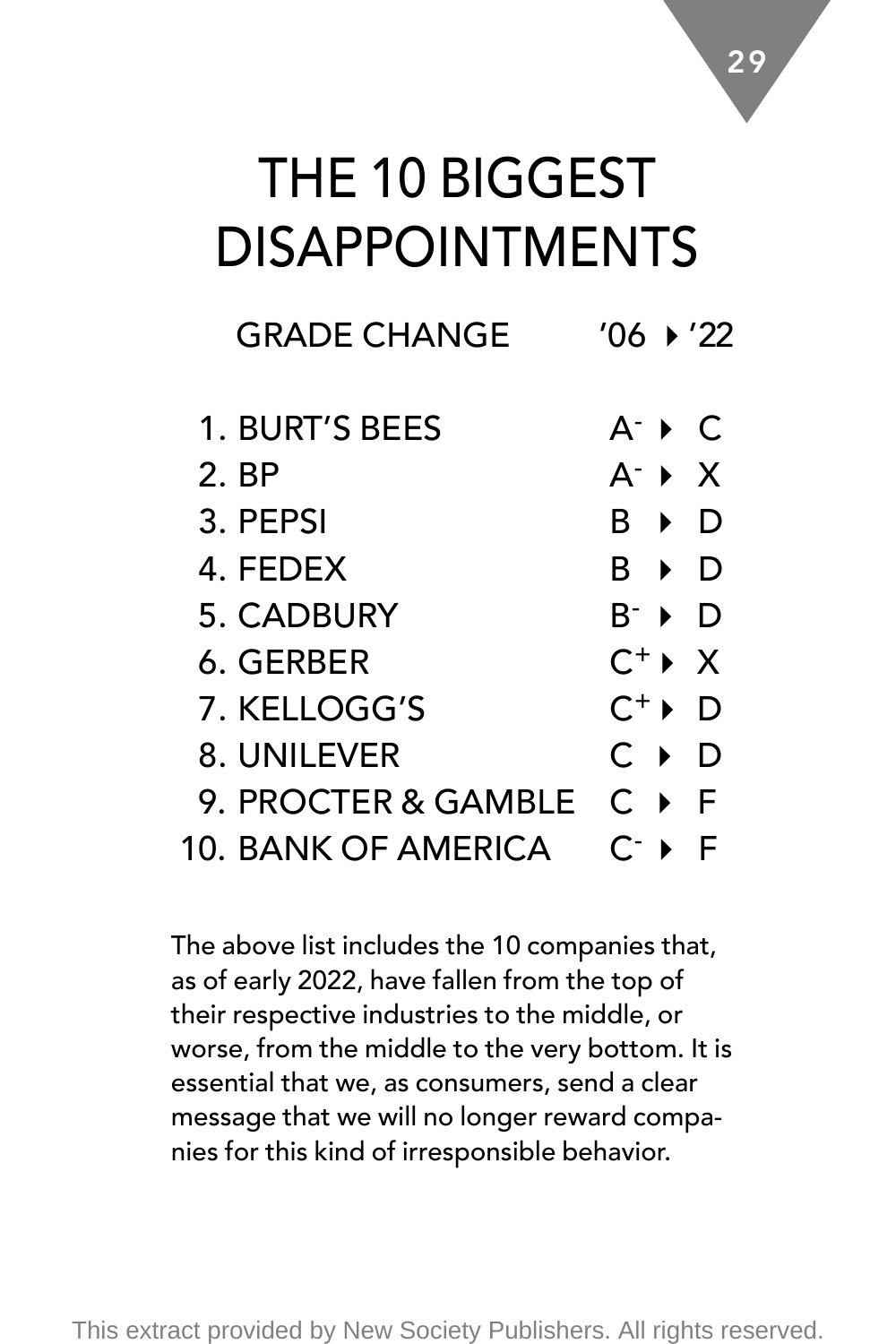# THE 10 BIGGEST DISAPPOINTMENTS

| GRADE CHANGE | '06 | | '22 |
|---|---|---|---|
| 1. BURT'S BEES | A- | ▸ | C |
| 2. BP | A- | ▸ | X |
| 3. PEPSI | B | ▸ | D |
| 4. FEDEX | B | ▸ | D |
| 5. CADBURY | B- | ▸ | D |
| 6. GERBER | C+ | ▸ | X |
| 7. KELLOGG'S | C+ | ▸ | D |
| 8. UNILEVER | C | ▸ | D |
| 9. PROCTER & GAMBLE | C | ▸ | F |
| 10. BANK OF AMERICA | C- | ▸ | F |

The above list includes the 10 companies that, as of early 2022, have fallen from the top of their respective industries to the middle, or worse, from the middle to the very bottom. It is essential that we, as consumers, send a clear message that we will no longer reward companies for this kind of irresponsible behavior.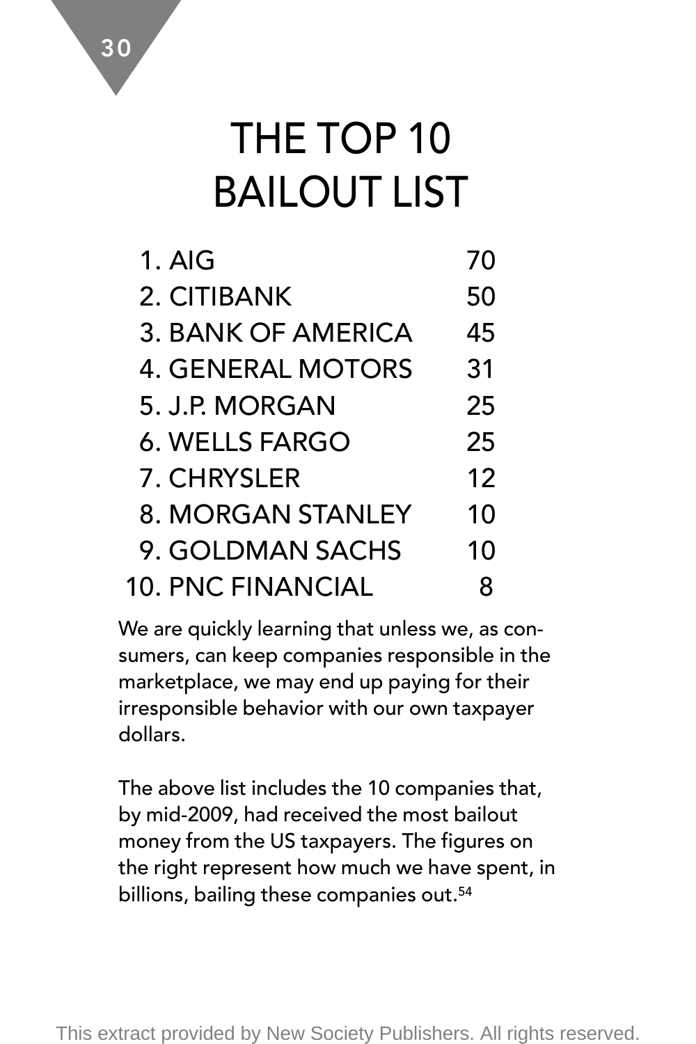# THE TOP 10 BAILOUT LIST

| | |
|---|---|
| 1. AIG | 70 |
| 2. CITIBANK | 50 |
| 3. BANK OF AMERICA | 45 |
| 4. GENERAL MOTORS | 31 |
| 5. J.P. MORGAN | 25 |
| 6. WELLS FARGO | 25 |
| 7. CHRYSLER | 12 |
| 8. MORGAN STANLEY | 10 |
| 9. GOLDMAN SACHS | 10 |
| 10. PNC FINANCIAL | 8 |

We are quickly learning that unless we, as consumers, can keep companies responsible in the marketplace, we may end up paying for their irresponsible behavior with our own taxpayer dollars.

The above list includes the 10 companies that, by mid-2009, had received the most bailout money from the US taxpayers. The figures on the right represent how much we have spent, in billions, bailing these companies out.[54]

This extract provided by New Society Publishers. All rights reserved.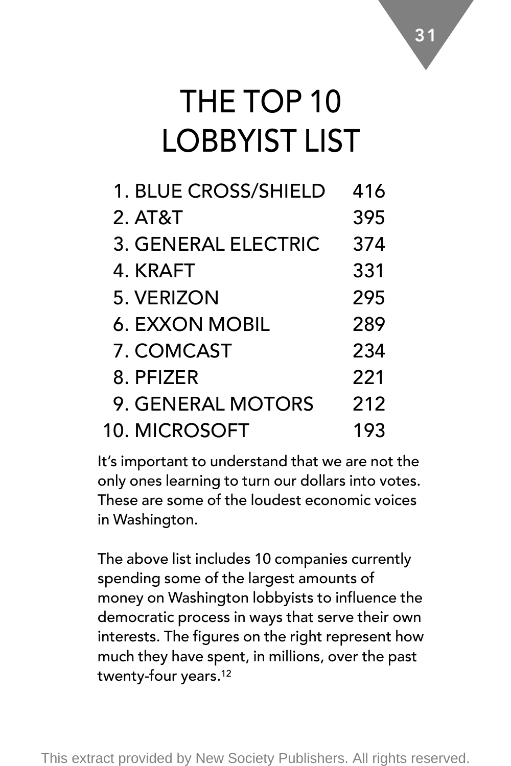# THE TOP 10 LOBBYIST LIST

| | |
|---|---|
| 1. BLUE CROSS/SHIELD | 416 |
| 2. AT&T | 395 |
| 3. GENERAL ELECTRIC | 374 |
| 4. KRAFT | 331 |
| 5. VERIZON | 295 |
| 6. EXXON MOBIL | 289 |
| 7. COMCAST | 234 |
| 8. PFIZER | 221 |
| 9. GENERAL MOTORS | 212 |
| 10. MICROSOFT | 193 |

It's important to understand that we are not the only ones learning to turn our dollars into votes. These are some of the loudest economic voices in Washington.

The above list includes 10 companies currently spending some of the largest amounts of money on Washington lobbyists to influence the democratic process in ways that serve their own interests. The figures on the right represent how much they have spent, in millions, over the past twenty-four years.[12]

This extract provided by New Society Publishers. All rights reserved.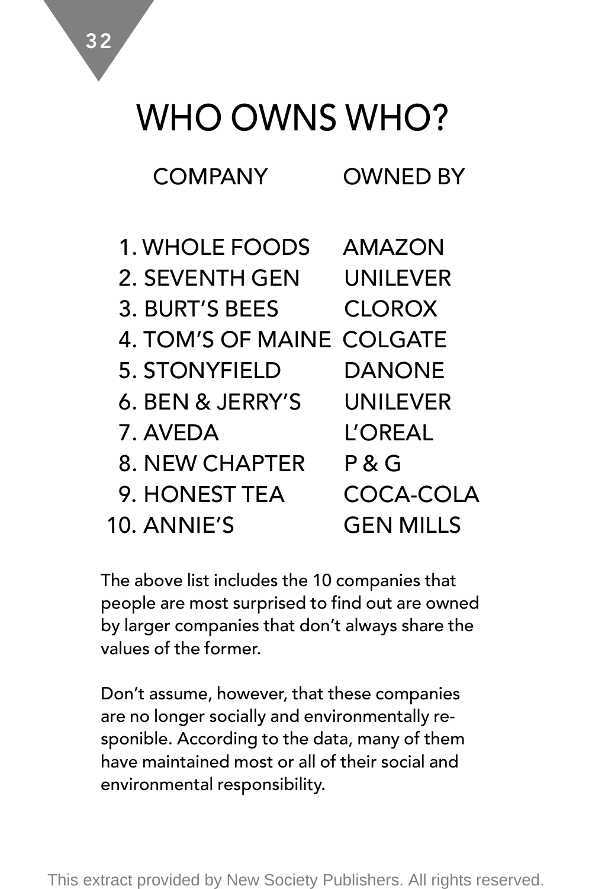# WHO OWNS WHO?

| | COMPANY | OWNED BY |
|---|---|---|
| 1. | WHOLE FOODS | AMAZON |
| 2. | SEVENTH GEN | UNILEVER |
| 3. | BURT'S BEES | CLOROX |
| 4. | TOM'S OF MAINE | COLGATE |
| 5. | STONYFIELD | DANONE |
| 6. | BEN & JERRY'S | UNILEVER |
| 7. | AVEDA | L'OREAL |
| 8. | NEW CHAPTER | P & G |
| 9. | HONEST TEA | COCA-COLA |
| 10. | ANNIE'S | GEN MILLS |

The above list includes the 10 companies that people are most surprised to find out are owned by larger companies that don't always share the values of the former.

Don't assume, however, that these companies are no longer socially and environmentally re-sponible. According to the data, many of them have maintained most or all of their social and environmental responsibility.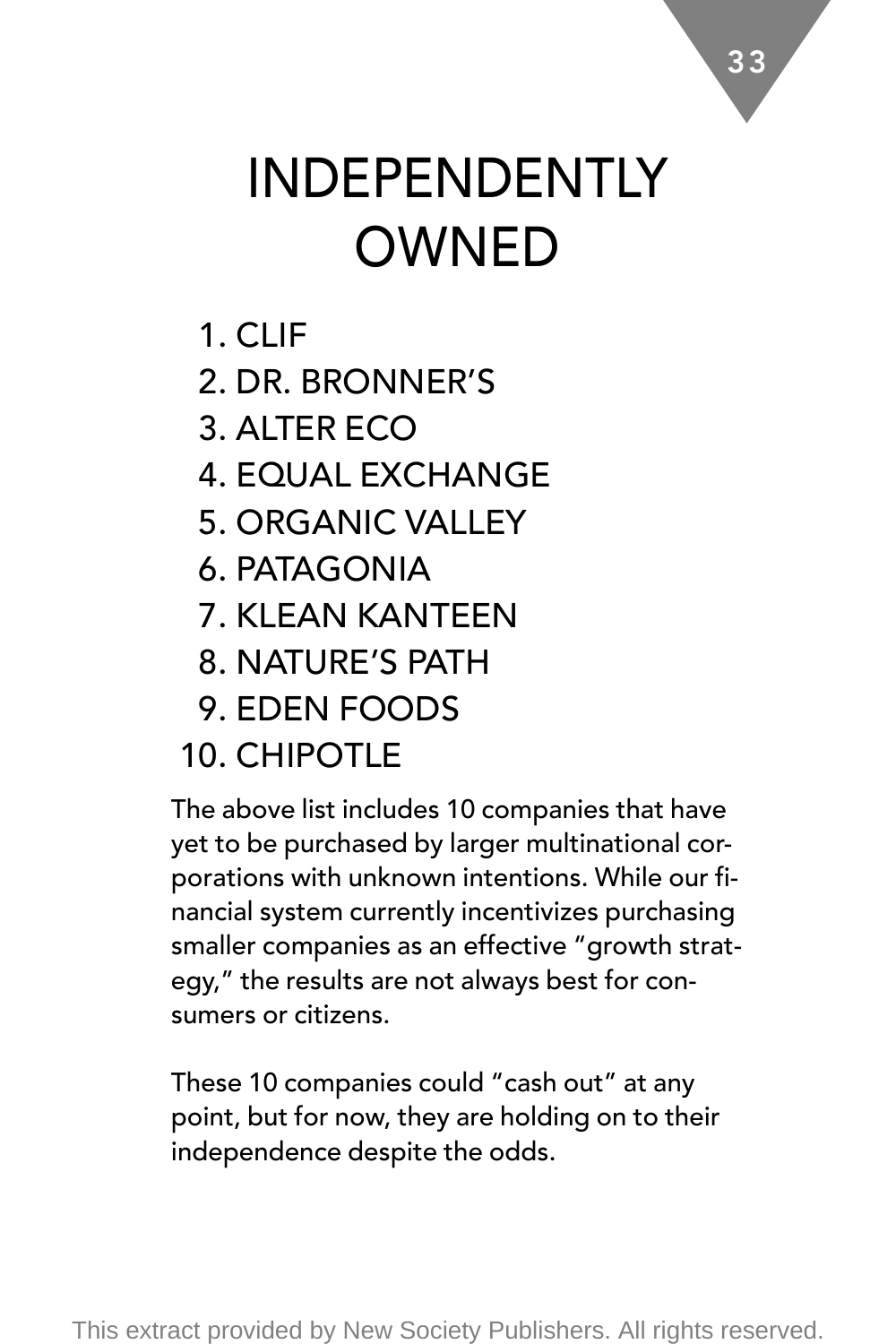# INDEPENDENTLY OWNED

1. CLIF
2. DR. BRONNER'S
3. ALTER ECO
4. EQUAL EXCHANGE
5. ORGANIC VALLEY
6. PATAGONIA
7. KLEAN KANTEEN
8. NATURE'S PATH
9. EDEN FOODS
10. CHIPOTLE

The above list includes 10 companies that have yet to be purchased by larger multinational corporations with unknown intentions. While our financial system currently incentivizes purchasing smaller companies as an effective "growth strategy," the results are not always best for consumers or citizens.

These 10 companies could "cash out" at any point, but for now, they are holding on to their independence despite the odds.

This extract provided by New Society Publishers. All rights reserved.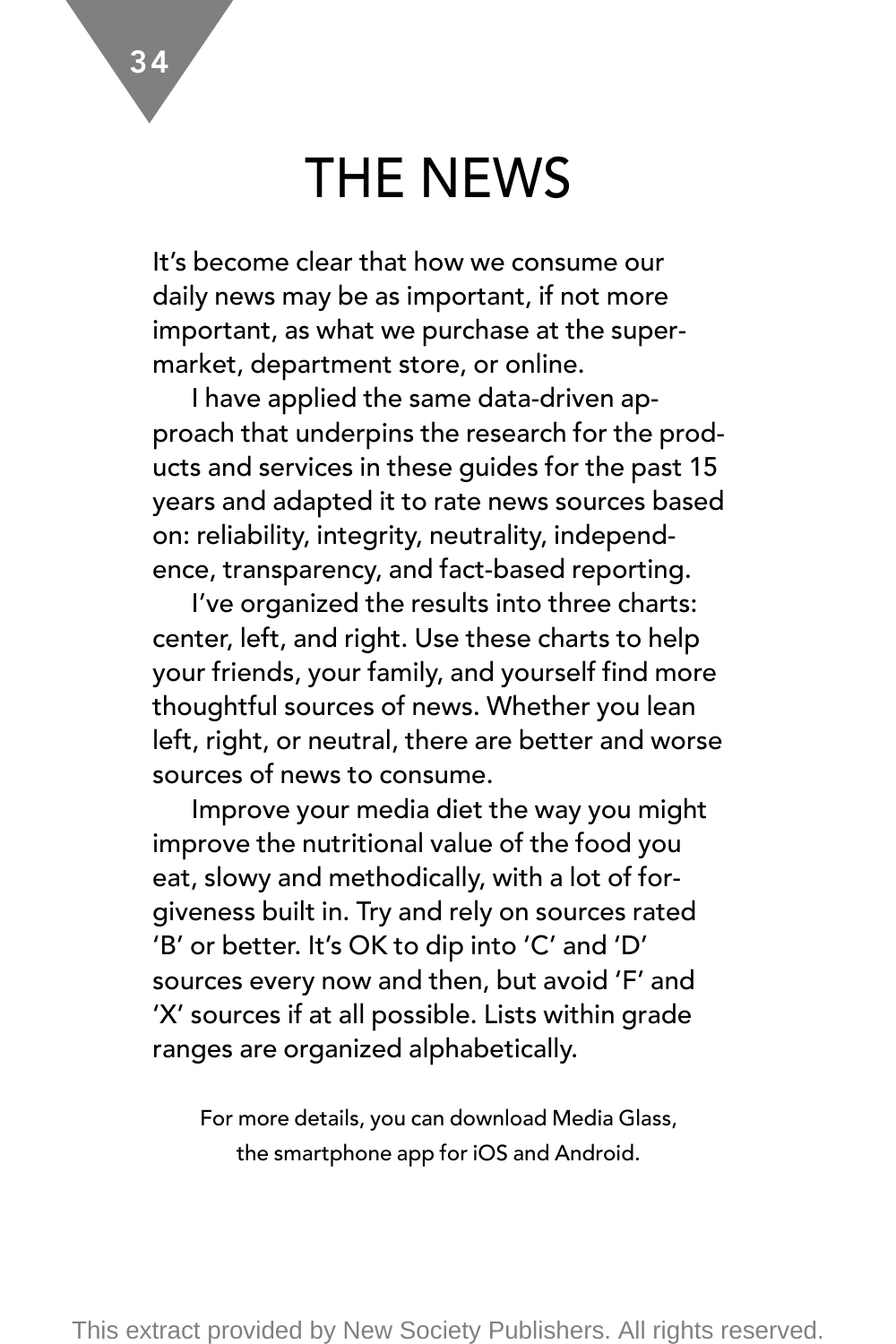# THE NEWS

It's become clear that how we consume our daily news may be as important, if not more important, as what we purchase at the supermarket, department store, or online.

I have applied the same data-driven approach that underpins the research for the products and services in these guides for the past 15 years and adapted it to rate news sources based on: reliability, integrity, neutrality, independence, transparency, and fact-based reporting.

I've organized the results into three charts: center, left, and right. Use these charts to help your friends, your family, and yourself find more thoughtful sources of news. Whether you lean left, right, or neutral, there are better and worse sources of news to consume.

Improve your media diet the way you might improve the nutritional value of the food you eat, slowy and methodically, with a lot of forgiveness built in. Try and rely on sources rated 'B' or better. It's OK to dip into 'C' and 'D' sources every now and then, but avoid 'F' and 'X' sources if at all possible. Lists within grade ranges are organized alphabetically.

For more details, you can download Media Glass, the smartphone app for iOS and Android.

This extract provided by New Society Publishers. All rights reserved.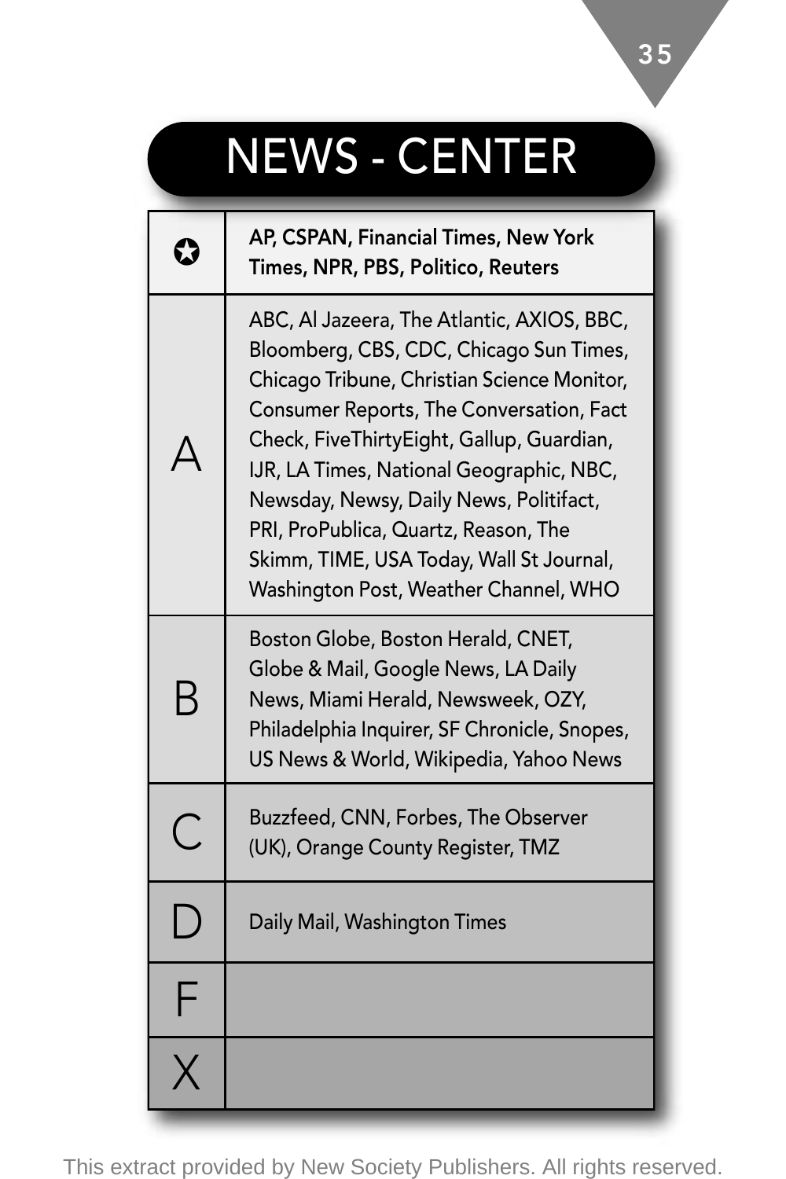# NEWS - CENTER

| | |
|---|---|
| ✪ | **AP, CSPAN, Financial Times, New York Times, NPR, PBS, Politico, Reuters** |
| A | ABC, Al Jazeera, The Atlantic, AXIOS, BBC, Bloomberg, CBS, CDC, Chicago Sun Times, Chicago Tribune, Christian Science Monitor, Consumer Reports, The Conversation, Fact Check, FiveThirtyEight, Gallup, Guardian, IJR, LA Times, National Geographic, NBC, Newsday, Newsy, Daily News, Politifact, PRI, ProPublica, Quartz, Reason, The Skimm, TIME, USA Today, Wall St Journal, Washington Post, Weather Channel, WHO |
| B | Boston Globe, Boston Herald, CNET, Globe & Mail, Google News, LA Daily News, Miami Herald, Newsweek, OZY, Philadelphia Inquirer, SF Chronicle, Snopes, US News & World, Wikipedia, Yahoo News |
| C | Buzzfeed, CNN, Forbes, The Observer (UK), Orange County Register, TMZ |
| D | Daily Mail, Washington Times |
| F | |
| X | |

This extract provided by New Society Publishers. All rights reserved.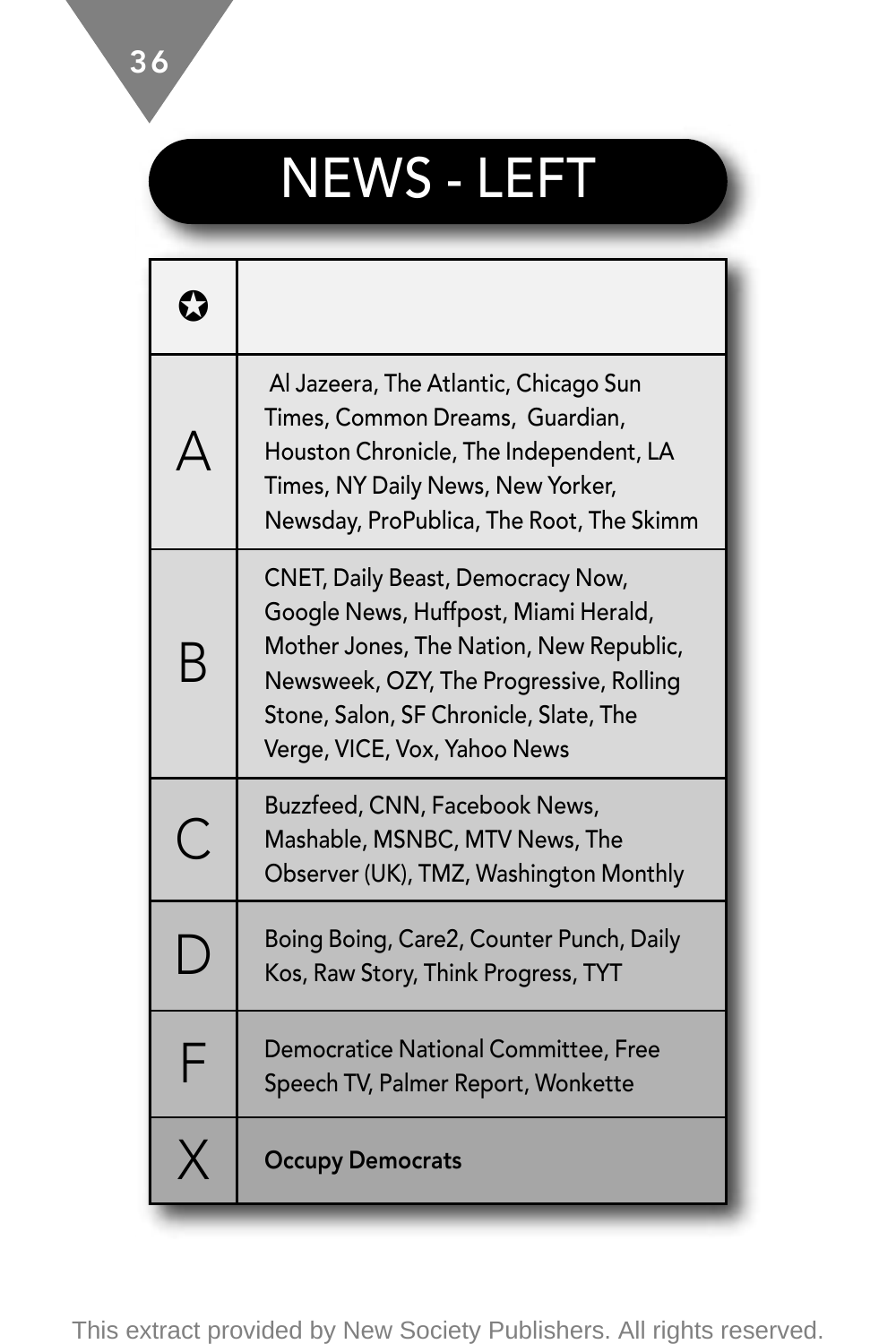# NEWS - LEFT

| ✪ | |
|---|---|
| A | Al Jazeera, The Atlantic, Chicago Sun Times, Common Dreams, Guardian, Houston Chronicle, The Independent, LA Times, NY Daily News, New Yorker, Newsday, ProPublica, The Root, The Skimm |
| B | CNET, Daily Beast, Democracy Now, Google News, Huffpost, Miami Herald, Mother Jones, The Nation, New Republic, Newsweek, OZY, The Progressive, Rolling Stone, Salon, SF Chronicle, Slate, The Verge, VICE, Vox, Yahoo News |
| C | Buzzfeed, CNN, Facebook News, Mashable, MSNBC, MTV News, The Observer (UK), TMZ, Washington Monthly |
| D | Boing Boing, Care2, Counter Punch, Daily Kos, Raw Story, Think Progress, TYT |
| F | Democratice National Committee, Free Speech TV, Palmer Report, Wonkette |
| X | **Occupy Democrats** |

This extract provided by New Society Publishers. All rights reserved.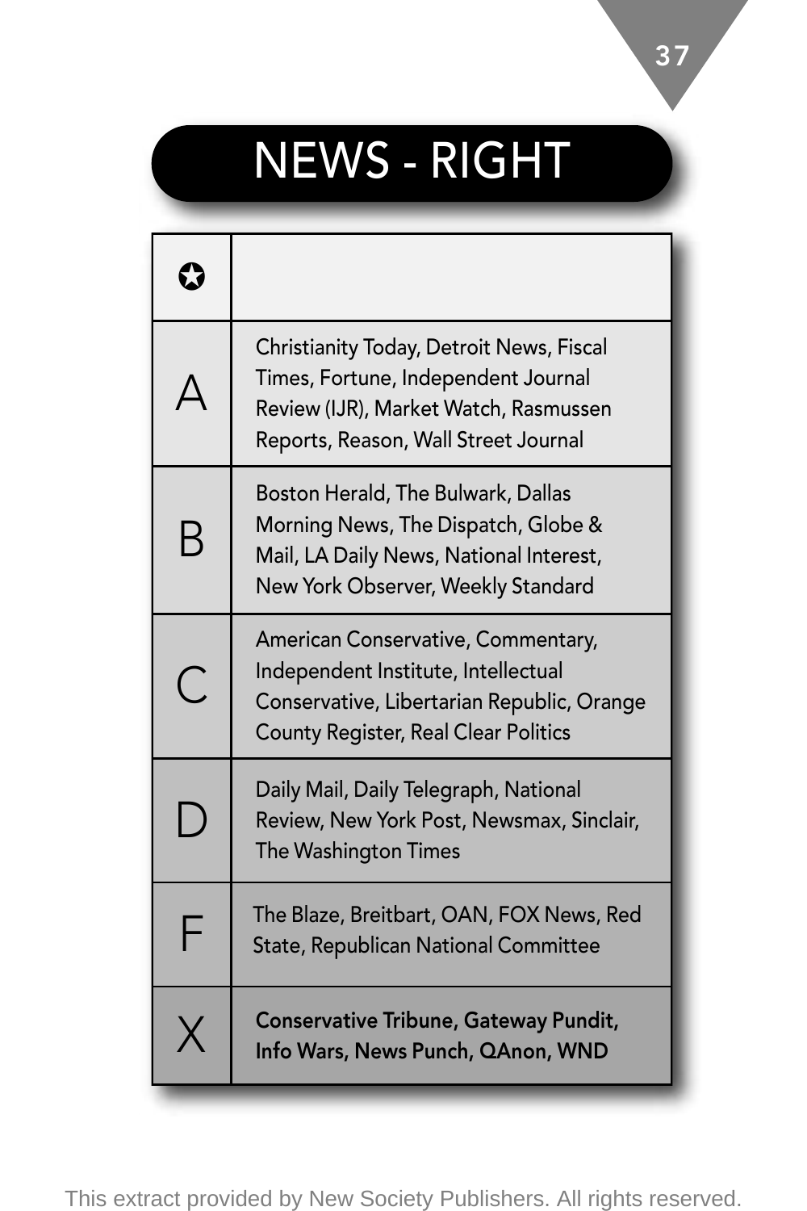# NEWS - RIGHT

| ✪ | |
|---|---|
| A | Christianity Today, Detroit News, Fiscal Times, Fortune, Independent Journal Review (IJR), Market Watch, Rasmussen Reports, Reason, Wall Street Journal |
| B | Boston Herald, The Bulwark, Dallas Morning News, The Dispatch, Globe & Mail, LA Daily News, National Interest, New York Observer, Weekly Standard |
| C | American Conservative, Commentary, Independent Institute, Intellectual Conservative, Libertarian Republic, Orange County Register, Real Clear Politics |
| D | Daily Mail, Daily Telegraph, National Review, New York Post, Newsmax, Sinclair, The Washington Times |
| F | The Blaze, Breitbart, OAN, FOX News, Red State, Republican National Committee |
| X | **Conservative Tribune, Gateway Pundit, Info Wars, News Punch, QAnon, WND** |

This extract provided by New Society Publishers. All rights reserved.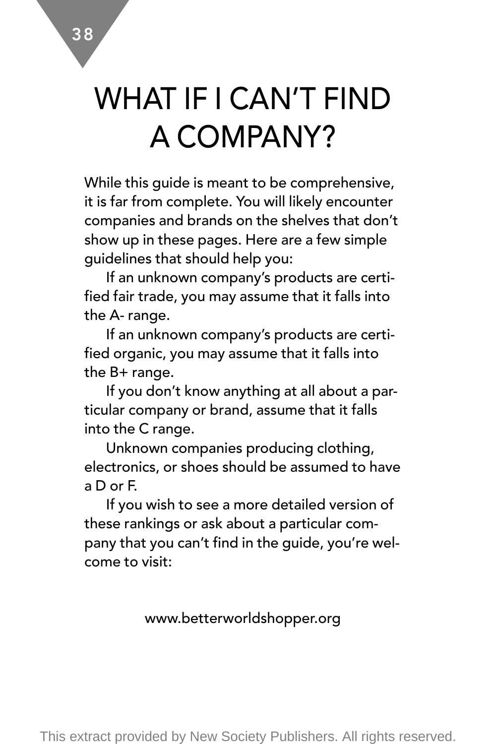# WHAT IF I CAN'T FIND A COMPANY?

While this guide is meant to be comprehensive, it is far from complete. You will likely encounter companies and brands on the shelves that don't show up in these pages. Here are a few simple guidelines that should help you:

If an unknown company's products are certified fair trade, you may assume that it falls into the A- range.

If an unknown company's products are certified organic, you may assume that it falls into the B+ range.

If you don't know anything at all about a particular company or brand, assume that it falls into the C range.

Unknown companies producing clothing, electronics, or shoes should be assumed to have a D or F.

If you wish to see a more detailed version of these rankings or ask about a particular company that you can't find in the guide, you're welcome to visit:

www.betterworldshopper.org

This extract provided by New Society Publishers. All rights reserved.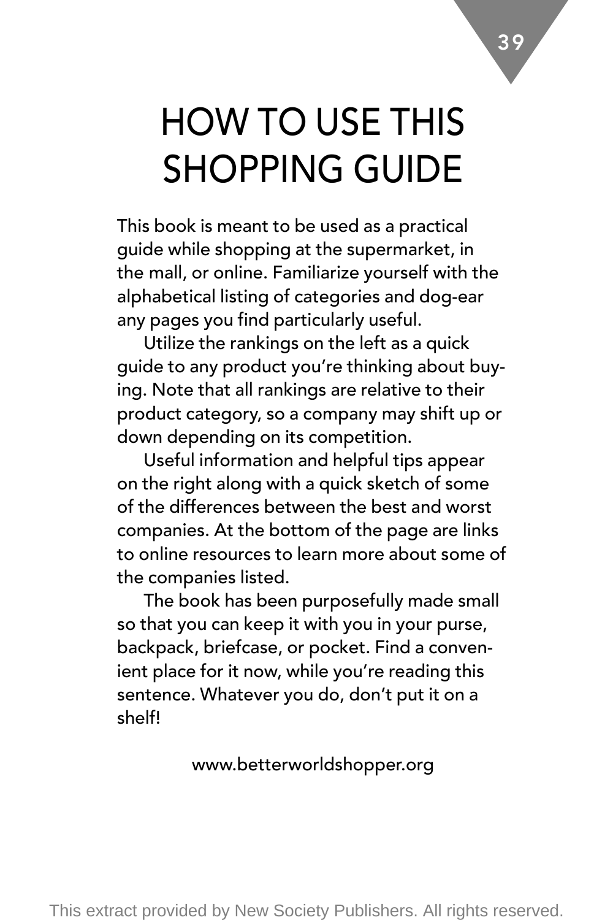# HOW TO USE THIS SHOPPING GUIDE

This book is meant to be used as a practical guide while shopping at the supermarket, in the mall, or online. Familiarize yourself with the alphabetical listing of categories and dog-ear any pages you find particularly useful.

Utilize the rankings on the left as a quick guide to any product you're thinking about buying. Note that all rankings are relative to their product category, so a company may shift up or down depending on its competition.

Useful information and helpful tips appear on the right along with a quick sketch of some of the differences between the best and worst companies. At the bottom of the page are links to online resources to learn more about some of the companies listed.

The book has been purposefully made small so that you can keep it with you in your purse, backpack, briefcase, or pocket. Find a convenient place for it now, while you're reading this sentence. Whatever you do, don't put it on a shelf!

www.betterworldshopper.org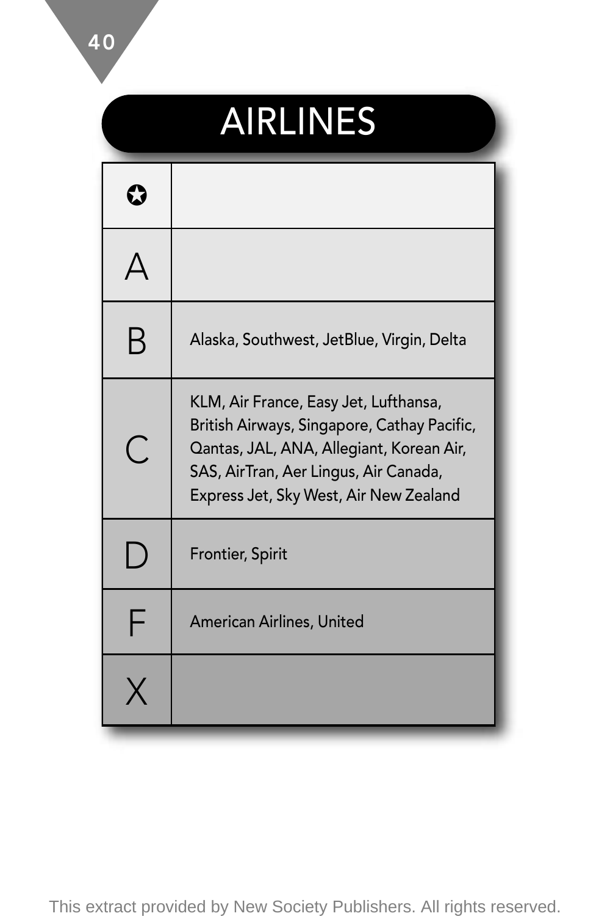# AIRLINES

| Grade | Airlines |
|---|---|
| ✪ | |
| A | |
| B | Alaska, Southwest, JetBlue, Virgin, Delta |
| C | KLM, Air France, Easy Jet, Lufthansa, British Airways, Singapore, Cathay Pacific, Qantas, JAL, ANA, Allegiant, Korean Air, SAS, AirTran, Aer Lingus, Air Canada, Express Jet, Sky West, Air New Zealand |
| D | Frontier, Spirit |
| F | American Airlines, United |
| X | |

This extract provided by New Society Publishers. All rights reserved.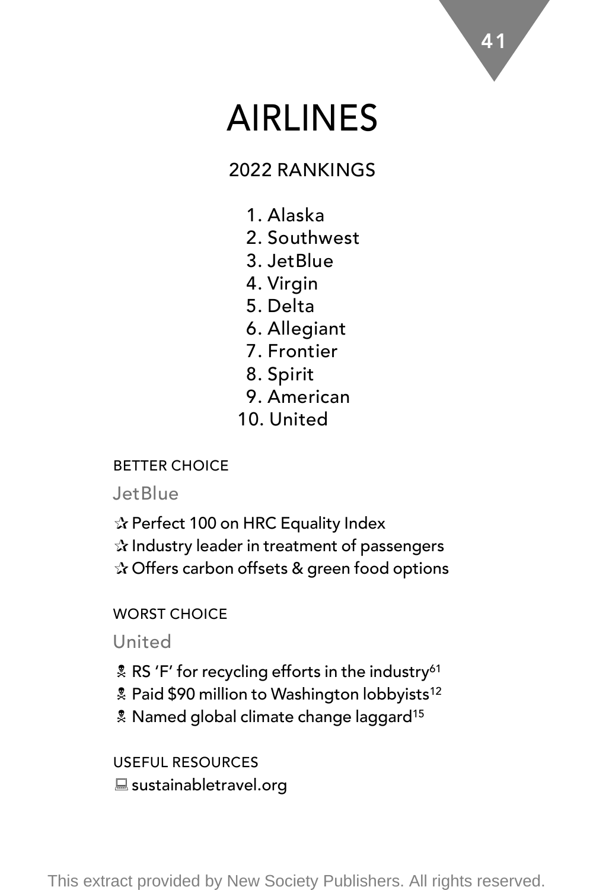# AIRLINES

## 2022 RANKINGS

1. Alaska
2. Southwest
3. JetBlue
4. Virgin
5. Delta
6. Allegiant
7. Frontier
8. Spirit
9. American
10. United

BETTER CHOICE

JetBlue

✰ Perfect 100 on HRC Equality Index
✰ Industry leader in treatment of passengers
✰ Offers carbon offsets & green food options

WORST CHOICE

United

☠ RS 'F' for recycling efforts in the industry[61]
☠ Paid $90 million to Washington lobbyists[12]
☠ Named global climate change laggard[15]

USEFUL RESOURCES

💻 sustainabletravel.org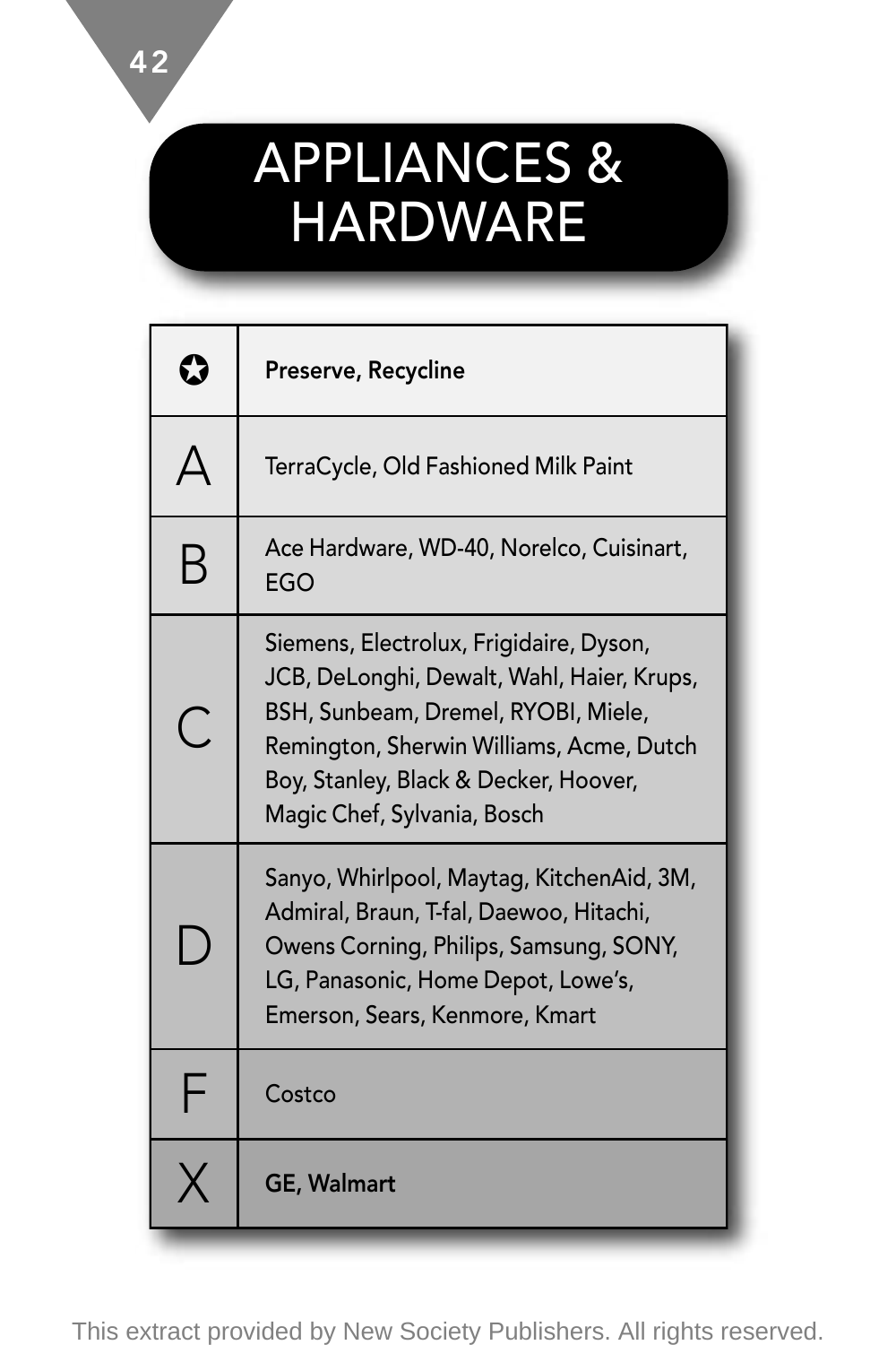# APPLIANCES & HARDWARE

| Grade | Companies |
|---|---|
| ✪ | **Preserve, Recycline** |
| A | TerraCycle, Old Fashioned Milk Paint |
| B | Ace Hardware, WD-40, Norelco, Cuisinart, EGO |
| C | Siemens, Electrolux, Frigidaire, Dyson, JCB, DeLonghi, Dewalt, Wahl, Haier, Krups, BSH, Sunbeam, Dremel, RYOBI, Miele, Remington, Sherwin Williams, Acme, Dutch Boy, Stanley, Black & Decker, Hoover, Magic Chef, Sylvania, Bosch |
| D | Sanyo, Whirlpool, Maytag, KitchenAid, 3M, Admiral, Braun, T-fal, Daewoo, Hitachi, Owens Corning, Philips, Samsung, SONY, LG, Panasonic, Home Depot, Lowe's, Emerson, Sears, Kenmore, Kmart |
| F | Costco |
| X | **GE, Walmart** |

This extract provided by New Society Publishers. All rights reserved.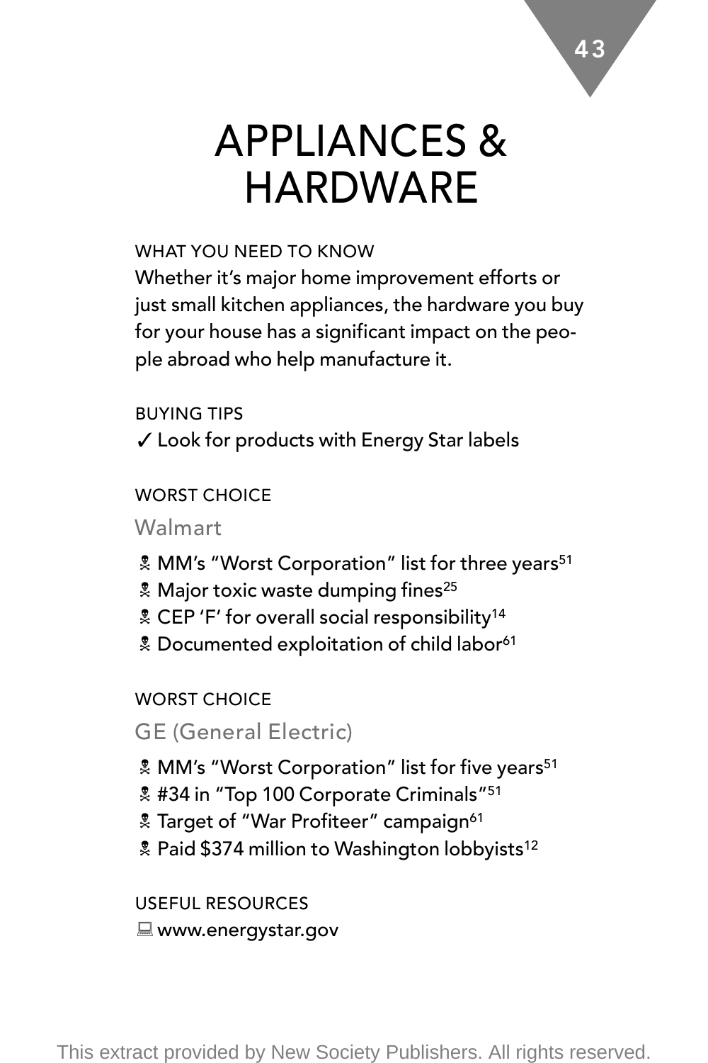# APPLIANCES & HARDWARE

WHAT YOU NEED TO KNOW

Whether it's major home improvement efforts or just small kitchen appliances, the hardware you buy for your house has a significant impact on the people abroad who help manufacture it.

BUYING TIPS

✓ Look for products with Energy Star labels

WORST CHOICE

Walmart

- ☠ MM's "Worst Corporation" list for three years[51]
- ☠ Major toxic waste dumping fines[25]
- ☠ CEP 'F' for overall social responsibility[14]
- ☠ Documented exploitation of child labor[61]

WORST CHOICE

GE (General Electric)

- ☠ MM's "Worst Corporation" list for five years[51]
- ☠ #34 in "Top 100 Corporate Criminals"[51]
- ☠ Target of "War Profiteer" campaign[61]
- ☠ Paid $374 million to Washington lobbyists[12]

USEFUL RESOURCES

💻 www.energystar.gov

This extract provided by New Society Publishers. All rights reserved.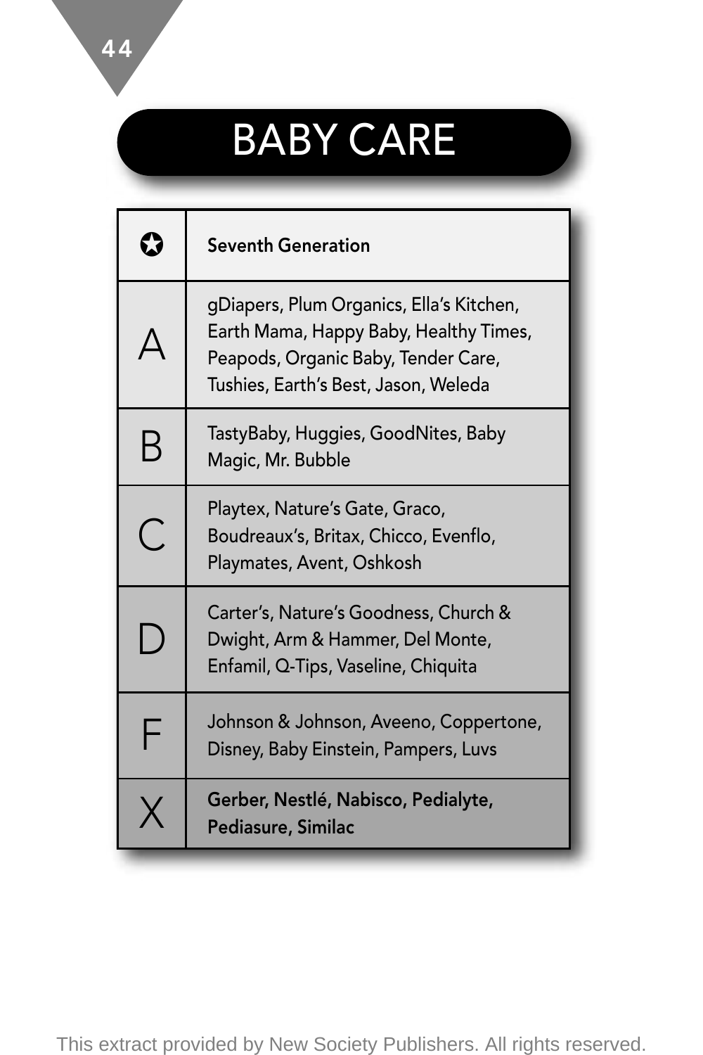# BABY CARE

| Grade | Brands |
|---|---|
| ✪ | **Seventh Generation** |
| A | gDiapers, Plum Organics, Ella's Kitchen, Earth Mama, Happy Baby, Healthy Times, Peapods, Organic Baby, Tender Care, Tushies, Earth's Best, Jason, Weleda |
| B | TastyBaby, Huggies, GoodNites, Baby Magic, Mr. Bubble |
| C | Playtex, Nature's Gate, Graco, Boudreaux's, Britax, Chicco, Evenflo, Playmates, Avent, Oshkosh |
| D | Carter's, Nature's Goodness, Church & Dwight, Arm & Hammer, Del Monte, Enfamil, Q-Tips, Vaseline, Chiquita |
| F | Johnson & Johnson, Aveeno, Coppertone, Disney, Baby Einstein, Pampers, Luvs |
| X | **Gerber, Nestlé, Nabisco, Pedialyte, Pediasure, Similac** |

This extract provided by New Society Publishers. All rights reserved.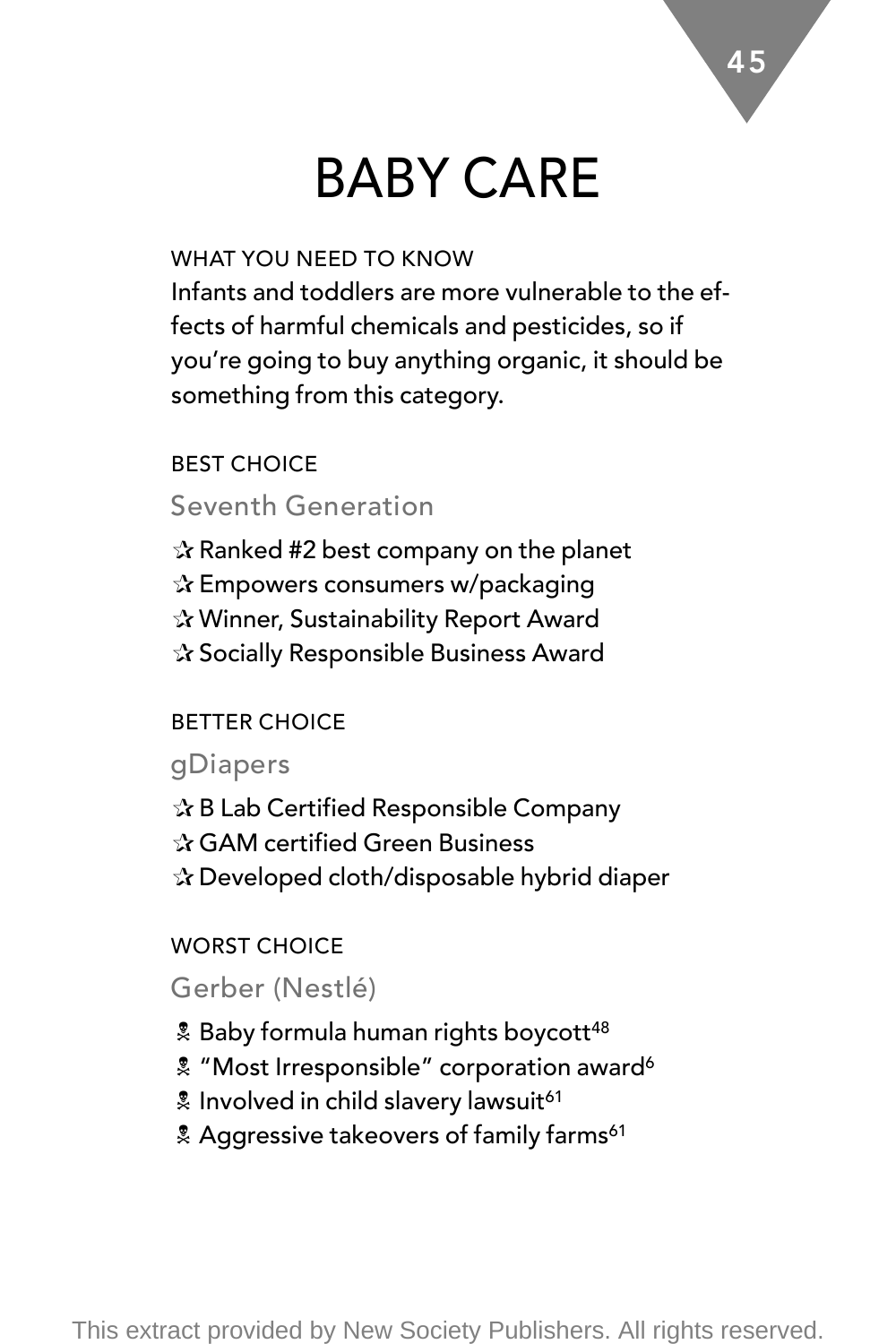# BABY CARE

WHAT YOU NEED TO KNOW

Infants and toddlers are more vulnerable to the effects of harmful chemicals and pesticides, so if you're going to buy anything organic, it should be something from this category.

BEST CHOICE

## Seventh Generation

✰ Ranked #2 best company on the planet
✰ Empowers consumers w/packaging
✰ Winner, Sustainability Report Award
✰ Socially Responsible Business Award

BETTER CHOICE

## gDiapers

✰ B Lab Certified Responsible Company
✰ GAM certified Green Business
✰ Developed cloth/disposable hybrid diaper

WORST CHOICE

## Gerber (Nestlé)

☠ Baby formula human rights boycott[48]
☠ "Most Irresponsible" corporation award[6]
☠ Involved in child slavery lawsuit[61]
☠ Aggressive takeovers of family farms[61]

This extract provided by New Society Publishers. All rights reserved.